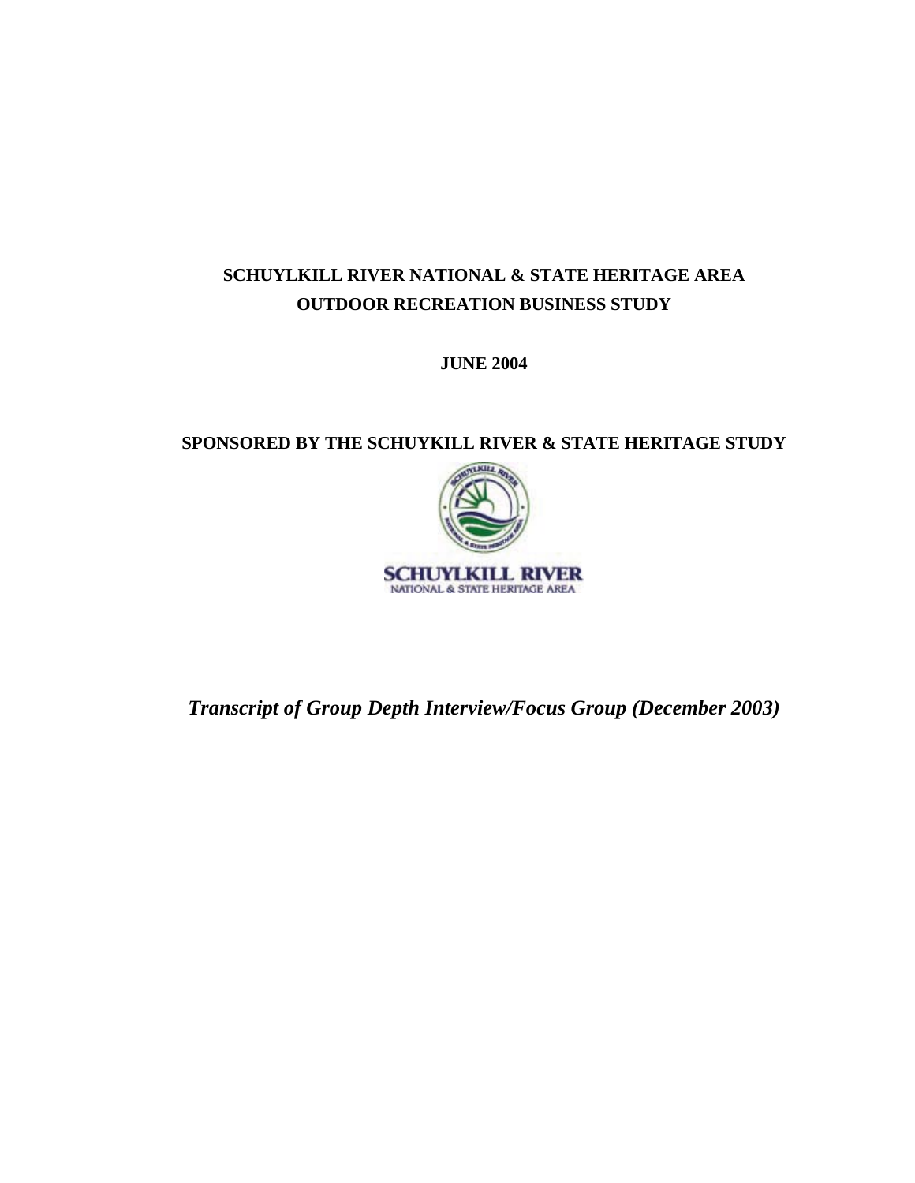# SCHUYLKILL RIVER NATIONAL & STATE HERITAGE AREA
# OUTDOOR RECREATION BUSINESS STUDY

**JUNE 2004**

**SPONSORED BY THE SCHUYLKILL RIVER & STATE HERITAGE STUDY**

**SCHUYLKILL RIVER**
NATIONAL & STATE HERITAGE AREA

***Transcript of Group Depth Interview/Focus Group (December 2003)***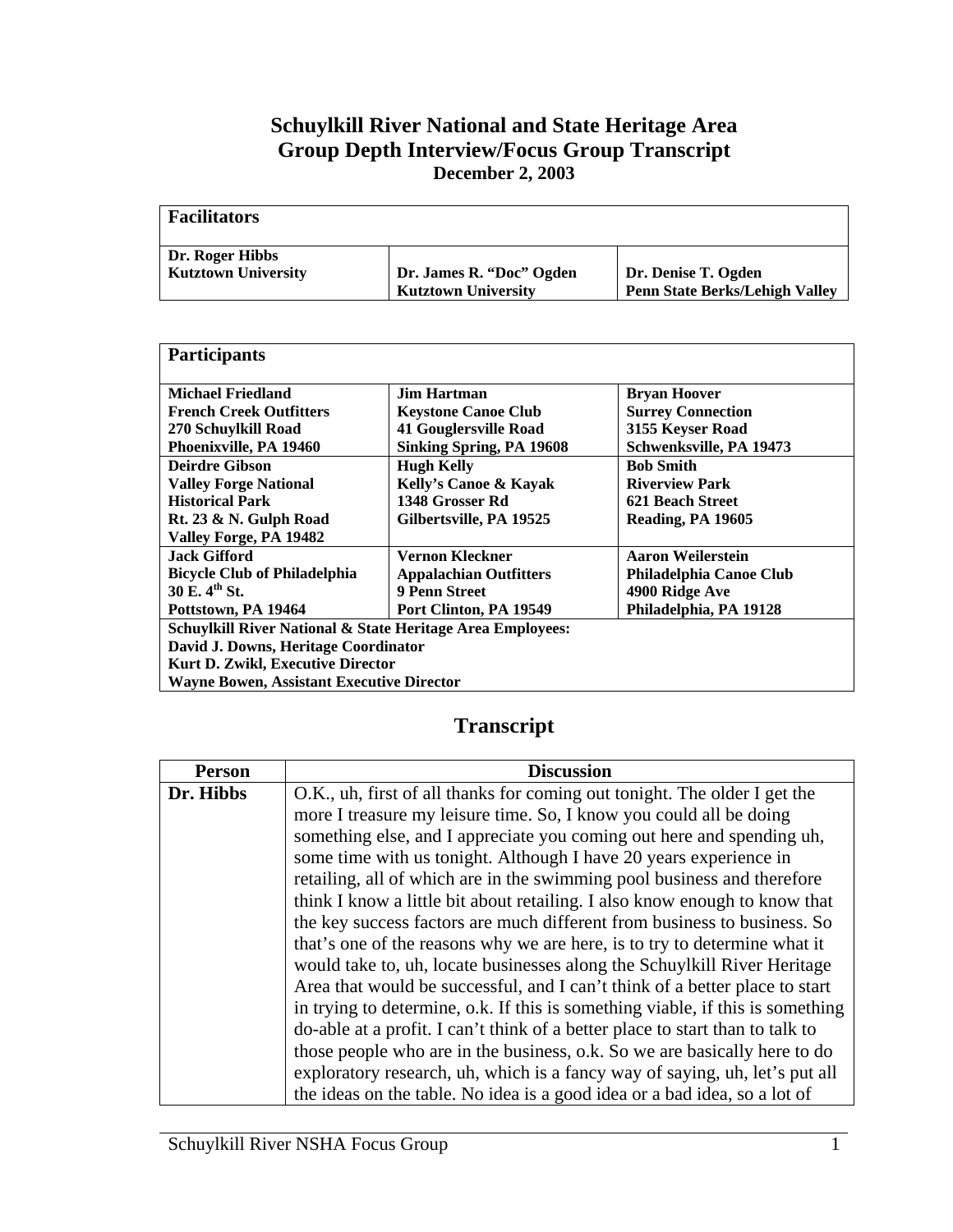# Schuylkill River National and State Heritage Area
# Group Depth Interview/Focus Group Transcript
### December 2, 2003

| **Facilitators** | | |
|---|---|---|
| **Dr. Roger Hibbs**<br>**Kutztown University** | **Dr. James R. "Doc" Ogden**<br>**Kutztown University** | **Dr. Denise T. Ogden**<br>**Penn State Berks/Lehigh Valley** |

| **Participants** | | |
|---|---|---|
| **Michael Friedland**<br>**French Creek Outfitters**<br>**270 Schuylkill Road**<br>**Phoenixville, PA 19460** | **Jim Hartman**<br>**Keystone Canoe Club**<br>**41 Gouglersville Road**<br>**Sinking Spring, PA 19608** | **Bryan Hoover**<br>**Surrey Connection**<br>**3155 Keyser Road**<br>**Schwenksville, PA 19473** |
| **Deirdre Gibson**<br>**Valley Forge National Historical Park**<br>**Rt. 23 & N. Gulph Road**<br>**Valley Forge, PA 19482** | **Hugh Kelly**<br>**Kelly's Canoe & Kayak**<br>**1348 Grosser Rd**<br>**Gilbertsville, PA 19525** | **Bob Smith**<br>**Riverview Park**<br>**621 Beach Street**<br>**Reading, PA 19605** |
| **Jack Gifford**<br>**Bicycle Club of Philadelphia**<br>**30 E. 4th St.**<br>**Pottstown, PA 19464** | **Vernon Kleckner**<br>**Appalachian Outfitters**<br>**9 Penn Street**<br>**Port Clinton, PA 19549** | **Aaron Weilerstein**<br>**Philadelphia Canoe Club**<br>**4900 Ridge Ave**<br>**Philadelphia, PA 19128** |
| **Schuylkill River National & State Heritage Area Employees:**<br>**David J. Downs, Heritage Coordinator**<br>**Kurt D. Zwikl, Executive Director**<br>**Wayne Bowen, Assistant Executive Director** | | |

## Transcript

| Person | Discussion |
|---|---|
| **Dr. Hibbs** | O.K., uh, first of all thanks for coming out tonight. The older I get the more I treasure my leisure time. So, I know you could all be doing something else, and I appreciate you coming out here and spending uh, some time with us tonight. Although I have 20 years experience in retailing, all of which are in the swimming pool business and therefore think I know a little bit about retailing. I also know enough to know that the key success factors are much different from business to business. So that's one of the reasons why we are here, is to try to determine what it would take to, uh, locate businesses along the Schuylkill River Heritage Area that would be successful, and I can't think of a better place to start in trying to determine, o.k. If this is something viable, if this is something do-able at a profit. I can't think of a better place to start than to talk to those people who are in the business, o.k. So we are basically here to do exploratory research, uh, which is a fancy way of saying, uh, let's put all the ideas on the table. No idea is a good idea or a bad idea, so a lot of |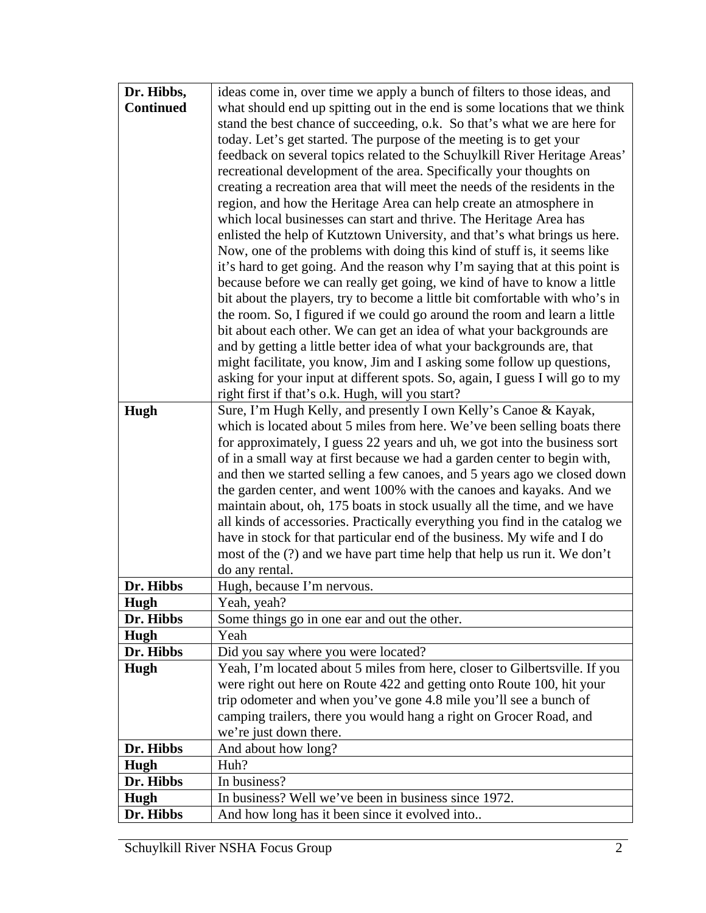| | |
|---|---|
| **Dr. Hibbs, Continued** | ideas come in, over time we apply a bunch of filters to those ideas, and what should end up spitting out in the end is some locations that we think stand the best chance of succeeding, o.k. So that's what we are here for today. Let's get started. The purpose of the meeting is to get your feedback on several topics related to the Schuylkill River Heritage Areas' recreational development of the area. Specifically your thoughts on creating a recreation area that will meet the needs of the residents in the region, and how the Heritage Area can help create an atmosphere in which local businesses can start and thrive. The Heritage Area has enlisted the help of Kutztown University, and that's what brings us here. Now, one of the problems with doing this kind of stuff is, it seems like it's hard to get going. And the reason why I'm saying that at this point is because before we can really get going, we kind of have to know a little bit about the players, try to become a little bit comfortable with who's in the room. So, I figured if we could go around the room and learn a little bit about each other. We can get an idea of what your backgrounds are and by getting a little better idea of what your backgrounds are, that might facilitate, you know, Jim and I asking some follow up questions, asking for your input at different spots. So, again, I guess I will go to my right first if that's o.k. Hugh, will you start? |
| **Hugh** | Sure, I'm Hugh Kelly, and presently I own Kelly's Canoe & Kayak, which is located about 5 miles from here. We've been selling boats there for approximately, I guess 22 years and uh, we got into the business sort of in a small way at first because we had a garden center to begin with, and then we started selling a few canoes, and 5 years ago we closed down the garden center, and went 100% with the canoes and kayaks. And we maintain about, oh, 175 boats in stock usually all the time, and we have all kinds of accessories. Practically everything you find in the catalog we have in stock for that particular end of the business. My wife and I do most of the (?) and we have part time help that help us run it. We don't do any rental. |
| **Dr. Hibbs** | Hugh, because I'm nervous. |
| **Hugh** | Yeah, yeah? |
| **Dr. Hibbs** | Some things go in one ear and out the other. |
| **Hugh** | Yeah |
| **Dr. Hibbs** | Did you say where you were located? |
| **Hugh** | Yeah, I'm located about 5 miles from here, closer to Gilbertsville. If you were right out here on Route 422 and getting onto Route 100, hit your trip odometer and when you've gone 4.8 mile you'll see a bunch of camping trailers, there you would hang a right on Grocer Road, and we're just down there. |
| **Dr. Hibbs** | And about how long? |
| **Hugh** | Huh? |
| **Dr. Hibbs** | In business? |
| **Hugh** | In business? Well we've been in business since 1972. |
| **Dr. Hibbs** | And how long has it been since it evolved into.. |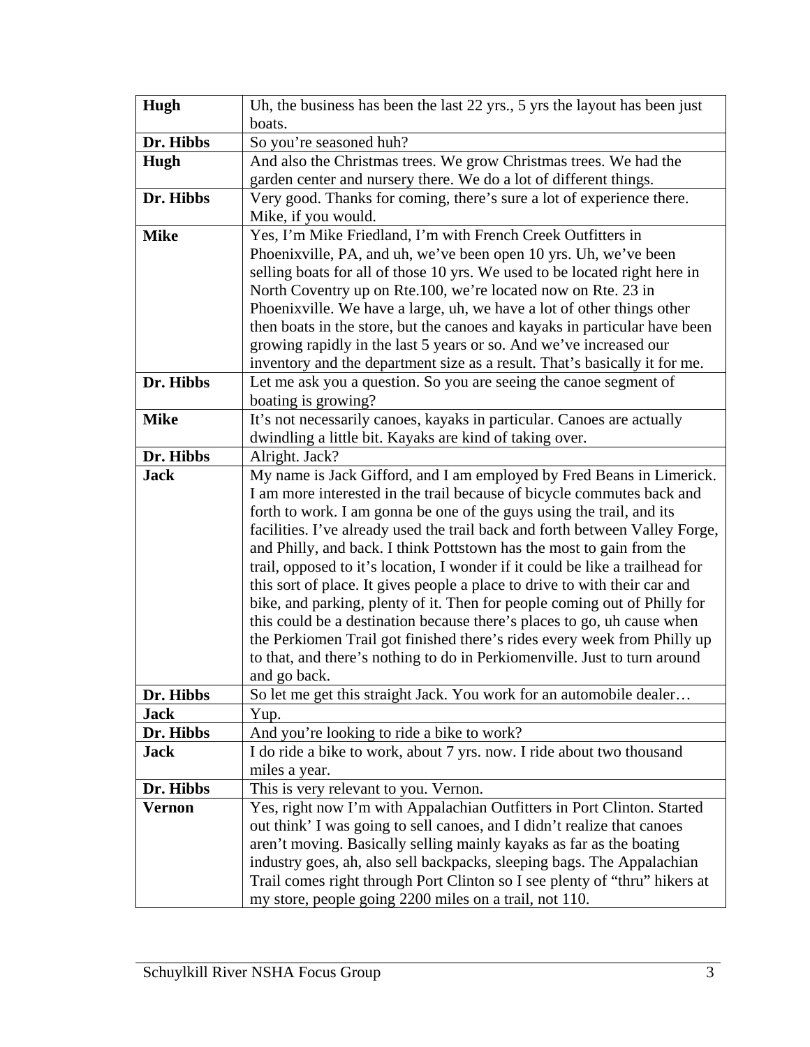| | |
|---|---|
| **Hugh** | Uh, the business has been the last 22 yrs., 5 yrs the layout has been just boats. |
| **Dr. Hibbs** | So you're seasoned huh? |
| **Hugh** | And also the Christmas trees. We grow Christmas trees. We had the garden center and nursery there. We do a lot of different things. |
| **Dr. Hibbs** | Very good. Thanks for coming, there's sure a lot of experience there. Mike, if you would. |
| **Mike** | Yes, I'm Mike Friedland, I'm with French Creek Outfitters in Phoenixville, PA, and uh, we've been open 10 yrs. Uh, we've been selling boats for all of those 10 yrs. We used to be located right here in North Coventry up on Rte.100, we're located now on Rte. 23 in Phoenixville. We have a large, uh, we have a lot of other things other then boats in the store, but the canoes and kayaks in particular have been growing rapidly in the last 5 years or so. And we've increased our inventory and the department size as a result. That's basically it for me. |
| **Dr. Hibbs** | Let me ask you a question. So you are seeing the canoe segment of boating is growing? |
| **Mike** | It's not necessarily canoes, kayaks in particular. Canoes are actually dwindling a little bit. Kayaks are kind of taking over. |
| **Dr. Hibbs** | Alright. Jack? |
| **Jack** | My name is Jack Gifford, and I am employed by Fred Beans in Limerick. I am more interested in the trail because of bicycle commutes back and forth to work. I am gonna be one of the guys using the trail, and its facilities. I've already used the trail back and forth between Valley Forge, and Philly, and back. I think Pottstown has the most to gain from the trail, opposed to it's location, I wonder if it could be like a trailhead for this sort of place. It gives people a place to drive to with their car and bike, and parking, plenty of it. Then for people coming out of Philly for this could be a destination because there's places to go, uh cause when the Perkiomen Trail got finished there's rides every week from Philly up to that, and there's nothing to do in Perkiomenville. Just to turn around and go back. |
| **Dr. Hibbs** | So let me get this straight Jack. You work for an automobile dealer… |
| **Jack** | Yup. |
| **Dr. Hibbs** | And you're looking to ride a bike to work? |
| **Jack** | I do ride a bike to work, about 7 yrs. now. I ride about two thousand miles a year. |
| **Dr. Hibbs** | This is very relevant to you. Vernon. |
| **Vernon** | Yes, right now I'm with Appalachian Outfitters in Port Clinton. Started out think' I was going to sell canoes, and I didn't realize that canoes aren't moving. Basically selling mainly kayaks as far as the boating industry goes, ah, also sell backpacks, sleeping bags. The Appalachian Trail comes right through Port Clinton so I see plenty of "thru" hikers at my store, people going 2200 miles on a trail, not 110. |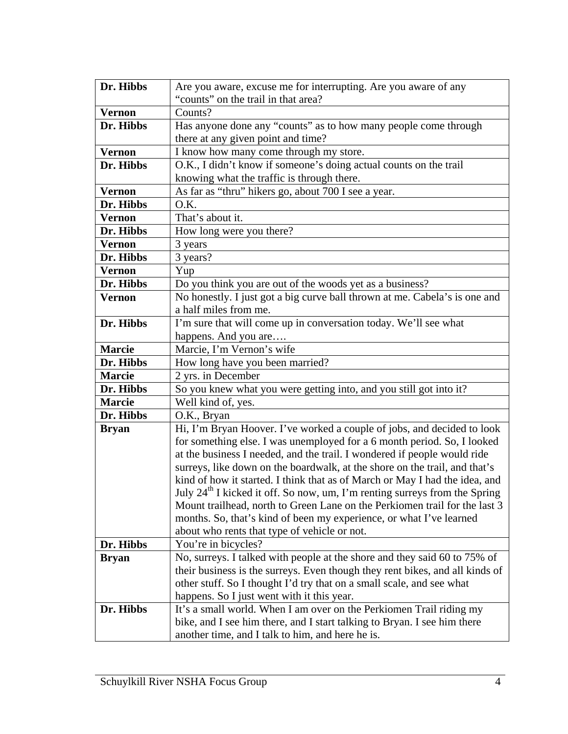| **Dr. Hibbs** | Are you aware, excuse me for interrupting. Are you aware of any "counts" on the trail in that area? |
|---|---|
| **Vernon** | Counts? |
| **Dr. Hibbs** | Has anyone done any "counts" as to how many people come through there at any given point and time? |
| **Vernon** | I know how many come through my store. |
| **Dr. Hibbs** | O.K., I didn't know if someone's doing actual counts on the trail knowing what the traffic is through there. |
| **Vernon** | As far as "thru" hikers go, about 700 I see a year. |
| **Dr. Hibbs** | O.K. |
| **Vernon** | That's about it. |
| **Dr. Hibbs** | How long were you there? |
| **Vernon** | 3 years |
| **Dr. Hibbs** | 3 years? |
| **Vernon** | Yup |
| **Dr. Hibbs** | Do you think you are out of the woods yet as a business? |
| **Vernon** | No honestly. I just got a big curve ball thrown at me. Cabela's is one and a half miles from me. |
| **Dr. Hibbs** | I'm sure that will come up in conversation today. We'll see what happens. And you are…. |
| **Marcie** | Marcie, I'm Vernon's wife |
| **Dr. Hibbs** | How long have you been married? |
| **Marcie** | 2 yrs. in December |
| **Dr. Hibbs** | So you knew what you were getting into, and you still got into it? |
| **Marcie** | Well kind of, yes. |
| **Dr. Hibbs** | O.K., Bryan |
| **Bryan** | Hi, I'm Bryan Hoover. I've worked a couple of jobs, and decided to look for something else. I was unemployed for a 6 month period. So, I looked at the business I needed, and the trail. I wondered if people would ride surreys, like down on the boardwalk, at the shore on the trail, and that's kind of how it started. I think that as of March or May I had the idea, and July 24th I kicked it off. So now, um, I'm renting surreys from the Spring Mount trailhead, north to Green Lane on the Perkiomen trail for the last 3 months. So, that's kind of been my experience, or what I've learned about who rents that type of vehicle or not. |
| **Dr. Hibbs** | You're in bicycles? |
| **Bryan** | No, surreys. I talked with people at the shore and they said 60 to 75% of their business is the surreys. Even though they rent bikes, and all kinds of other stuff. So I thought I'd try that on a small scale, and see what happens. So I just went with it this year. |
| **Dr. Hibbs** | It's a small world. When I am over on the Perkiomen Trail riding my bike, and I see him there, and I start talking to Bryan. I see him there another time, and I talk to him, and here he is. |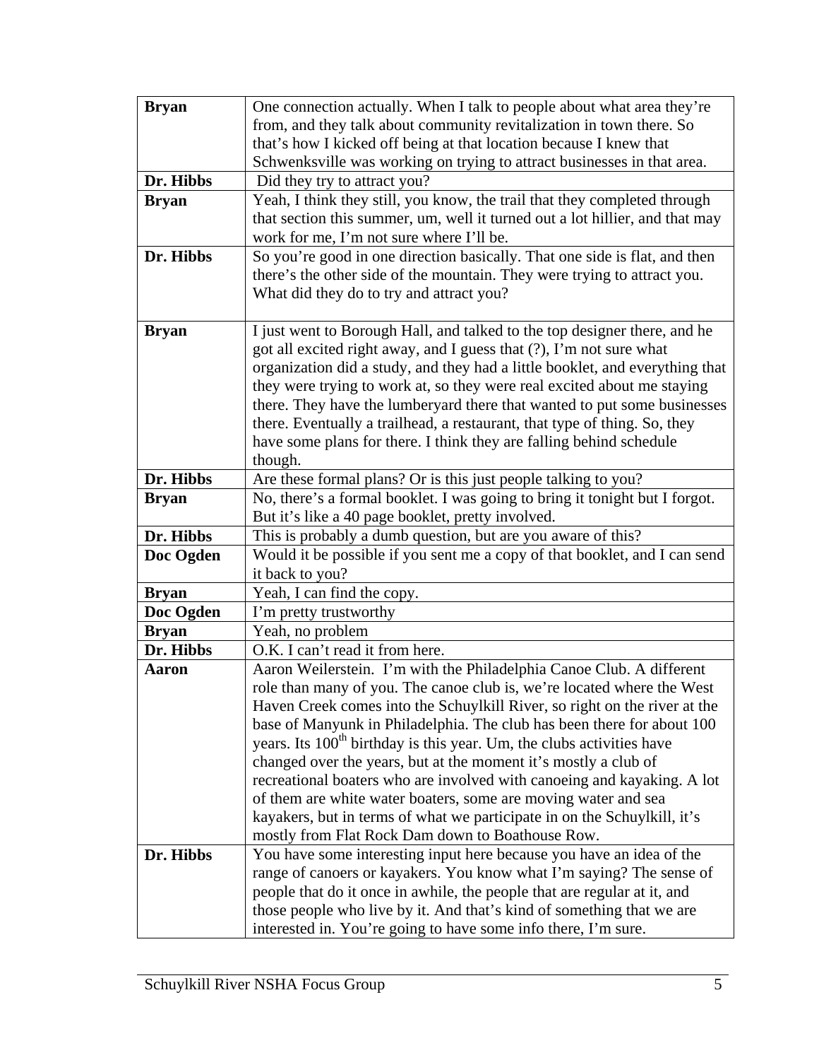| **Bryan** | One connection actually. When I talk to people about what area they're from, and they talk about community revitalization in town there. So that's how I kicked off being at that location because I knew that Schwenksville was working on trying to attract businesses in that area. |
|---|---|
| **Dr. Hibbs** | Did they try to attract you? |
| **Bryan** | Yeah, I think they still, you know, the trail that they completed through that section this summer, um, well it turned out a lot hillier, and that may work for me, I'm not sure where I'll be. |
| **Dr. Hibbs** | So you're good in one direction basically. That one side is flat, and then there's the other side of the mountain. They were trying to attract you. What did they do to try and attract you? |
| **Bryan** | I just went to Borough Hall, and talked to the top designer there, and he got all excited right away, and I guess that (?), I'm not sure what organization did a study, and they had a little booklet, and everything that they were trying to work at, so they were real excited about me staying there. They have the lumberyard there that wanted to put some businesses there. Eventually a trailhead, a restaurant, that type of thing. So, they have some plans for there. I think they are falling behind schedule though. |
| **Dr. Hibbs** | Are these formal plans? Or is this just people talking to you? |
| **Bryan** | No, there's a formal booklet. I was going to bring it tonight but I forgot. But it's like a 40 page booklet, pretty involved. |
| **Dr. Hibbs** | This is probably a dumb question, but are you aware of this? |
| **Doc Ogden** | Would it be possible if you sent me a copy of that booklet, and I can send it back to you? |
| **Bryan** | Yeah, I can find the copy. |
| **Doc Ogden** | I'm pretty trustworthy |
| **Bryan** | Yeah, no problem |
| **Dr. Hibbs** | O.K. I can't read it from here. |
| **Aaron** | Aaron Weilerstein. I'm with the Philadelphia Canoe Club. A different role than many of you. The canoe club is, we're located where the West Haven Creek comes into the Schuylkill River, so right on the river at the base of Manyunk in Philadelphia. The club has been there for about 100 years. Its 100th birthday is this year. Um, the clubs activities have changed over the years, but at the moment it's mostly a club of recreational boaters who are involved with canoeing and kayaking. A lot of them are white water boaters, some are moving water and sea kayakers, but in terms of what we participate in on the Schuylkill, it's mostly from Flat Rock Dam down to Boathouse Row. |
| **Dr. Hibbs** | You have some interesting input here because you have an idea of the range of canoers or kayakers. You know what I'm saying? The sense of people that do it once in awhile, the people that are regular at it, and those people who live by it. And that's kind of something that we are interested in. You're going to have some info there, I'm sure. |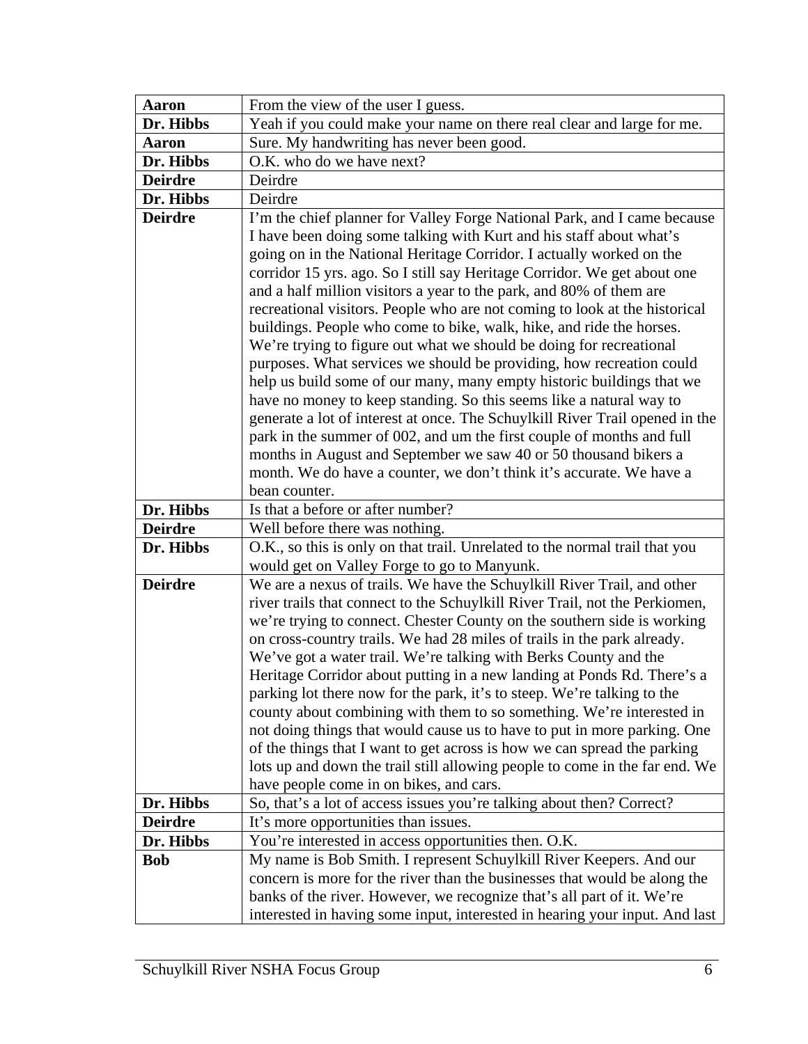| | |
|---|---|
| **Aaron** | From the view of the user I guess. |
| **Dr. Hibbs** | Yeah if you could make your name on there real clear and large for me. |
| **Aaron** | Sure. My handwriting has never been good. |
| **Dr. Hibbs** | O.K. who do we have next? |
| **Deirdre** | Deirdre |
| **Dr. Hibbs** | Deirdre |
| **Deirdre** | I'm the chief planner for Valley Forge National Park, and I came because I have been doing some talking with Kurt and his staff about what's going on in the National Heritage Corridor. I actually worked on the corridor 15 yrs. ago. So I still say Heritage Corridor. We get about one and a half million visitors a year to the park, and 80% of them are recreational visitors. People who are not coming to look at the historical buildings. People who come to bike, walk, hike, and ride the horses. We're trying to figure out what we should be doing for recreational purposes. What services we should be providing, how recreation could help us build some of our many, many empty historic buildings that we have no money to keep standing. So this seems like a natural way to generate a lot of interest at once. The Schuylkill River Trail opened in the park in the summer of 002, and um the first couple of months and full months in August and September we saw 40 or 50 thousand bikers a month. We do have a counter, we don't think it's accurate. We have a bean counter. |
| **Dr. Hibbs** | Is that a before or after number? |
| **Deirdre** | Well before there was nothing. |
| **Dr. Hibbs** | O.K., so this is only on that trail. Unrelated to the normal trail that you would get on Valley Forge to go to Manyunk. |
| **Deirdre** | We are a nexus of trails. We have the Schuylkill River Trail, and other river trails that connect to the Schuylkill River Trail, not the Perkiomen, we're trying to connect. Chester County on the southern side is working on cross-country trails. We had 28 miles of trails in the park already. We've got a water trail. We're talking with Berks County and the Heritage Corridor about putting in a new landing at Ponds Rd. There's a parking lot there now for the park, it's to steep. We're talking to the county about combining with them to so something. We're interested in not doing things that would cause us to have to put in more parking. One of the things that I want to get across is how we can spread the parking lots up and down the trail still allowing people to come in the far end. We have people come in on bikes, and cars. |
| **Dr. Hibbs** | So, that's a lot of access issues you're talking about then? Correct? |
| **Deirdre** | It's more opportunities than issues. |
| **Dr. Hibbs** | You're interested in access opportunities then. O.K. |
| **Bob** | My name is Bob Smith. I represent Schuylkill River Keepers. And our concern is more for the river than the businesses that would be along the banks of the river. However, we recognize that's all part of it. We're interested in having some input, interested in hearing your input. And last |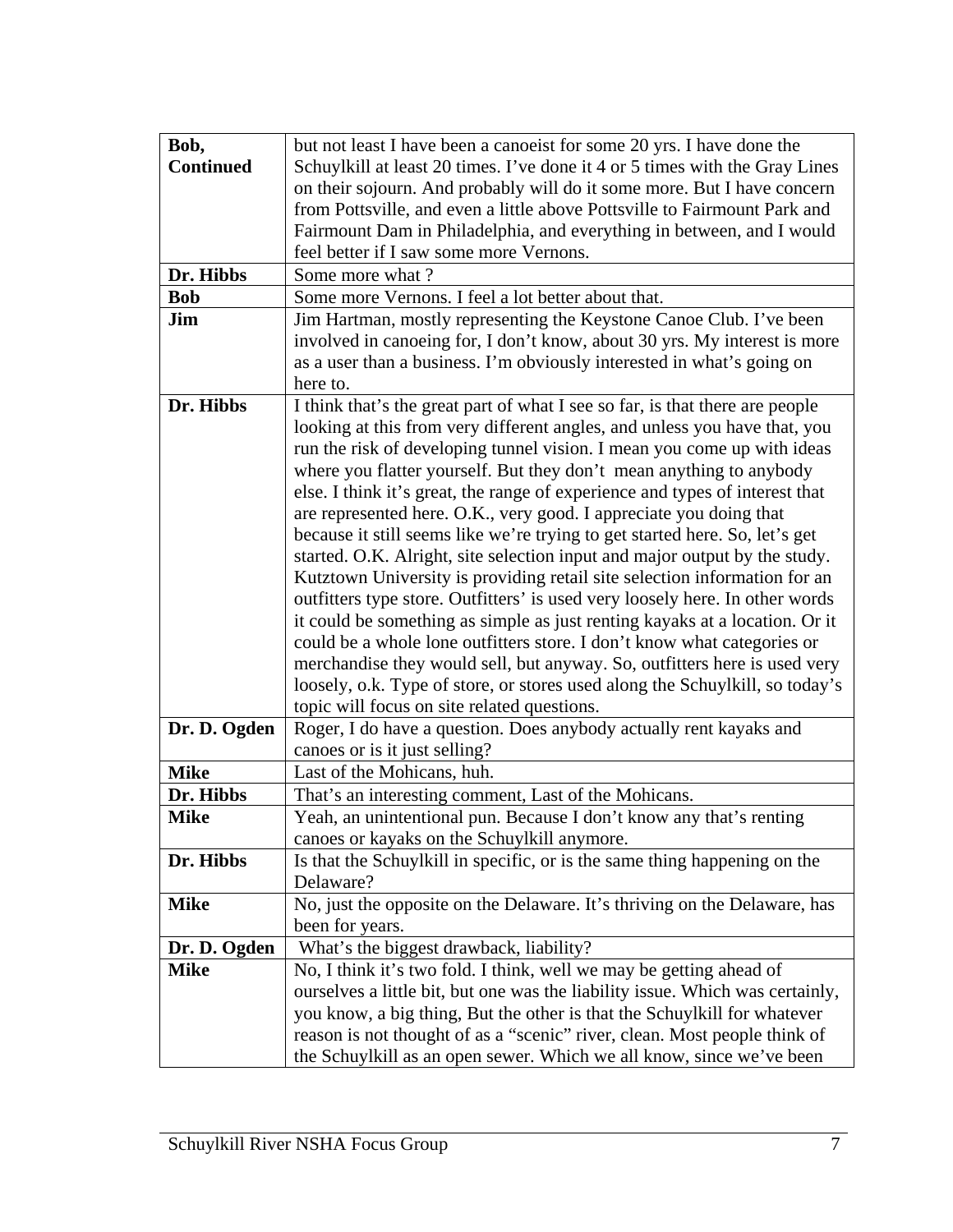| | |
|---|---|
| **Bob, Continued** | but not least I have been a canoeist for some 20 yrs. I have done the Schuylkill at least 20 times. I've done it 4 or 5 times with the Gray Lines on their sojourn. And probably will do it some more. But I have concern from Pottsville, and even a little above Pottsville to Fairmount Park and Fairmount Dam in Philadelphia, and everything in between, and I would feel better if I saw some more Vernons. |
| **Dr. Hibbs** | Some more what ? |
| **Bob** | Some more Vernons. I feel a lot better about that. |
| **Jim** | Jim Hartman, mostly representing the Keystone Canoe Club. I've been involved in canoeing for, I don't know, about 30 yrs. My interest is more as a user than a business. I'm obviously interested in what's going on here to. |
| **Dr. Hibbs** | I think that's the great part of what I see so far, is that there are people looking at this from very different angles, and unless you have that, you run the risk of developing tunnel vision. I mean you come up with ideas where you flatter yourself. But they don't mean anything to anybody else. I think it's great, the range of experience and types of interest that are represented here. O.K., very good. I appreciate you doing that because it still seems like we're trying to get started here. So, let's get started. O.K. Alright, site selection input and major output by the study. Kutztown University is providing retail site selection information for an outfitters type store. Outfitters' is used very loosely here. In other words it could be something as simple as just renting kayaks at a location. Or it could be a whole lone outfitters store. I don't know what categories or merchandise they would sell, but anyway. So, outfitters here is used very loosely, o.k. Type of store, or stores used along the Schuylkill, so today's topic will focus on site related questions. |
| **Dr. D. Ogden** | Roger, I do have a question. Does anybody actually rent kayaks and canoes or is it just selling? |
| **Mike** | Last of the Mohicans, huh. |
| **Dr. Hibbs** | That's an interesting comment, Last of the Mohicans. |
| **Mike** | Yeah, an unintentional pun. Because I don't know any that's renting canoes or kayaks on the Schuylkill anymore. |
| **Dr. Hibbs** | Is that the Schuylkill in specific, or is the same thing happening on the Delaware? |
| **Mike** | No, just the opposite on the Delaware. It's thriving on the Delaware, has been for years. |
| **Dr. D. Ogden** | What's the biggest drawback, liability? |
| **Mike** | No, I think it's two fold. I think, well we may be getting ahead of ourselves a little bit, but one was the liability issue. Which was certainly, you know, a big thing, But the other is that the Schuylkill for whatever reason is not thought of as a "scenic" river, clean. Most people think of the Schuylkill as an open sewer. Which we all know, since we've been |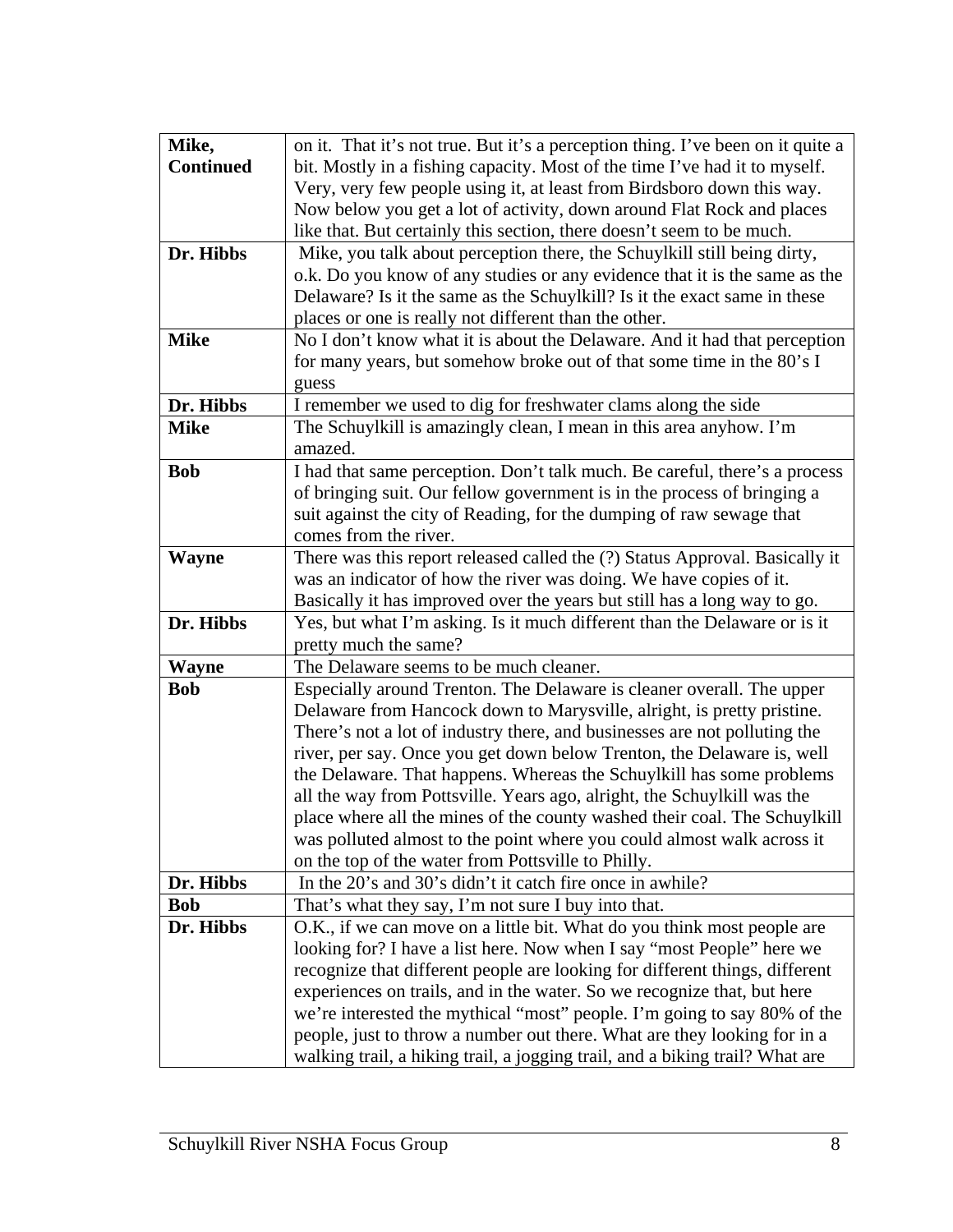| | |
|---|---|
| **Mike, Continued** | on it. That it's not true. But it's a perception thing. I've been on it quite a bit. Mostly in a fishing capacity. Most of the time I've had it to myself. Very, very few people using it, at least from Birdsboro down this way. Now below you get a lot of activity, down around Flat Rock and places like that. But certainly this section, there doesn't seem to be much. |
| **Dr. Hibbs** | Mike, you talk about perception there, the Schuylkill still being dirty, o.k. Do you know of any studies or any evidence that it is the same as the Delaware? Is it the same as the Schuylkill? Is it the exact same in these places or one is really not different than the other. |
| **Mike** | No I don't know what it is about the Delaware. And it had that perception for many years, but somehow broke out of that some time in the 80's I guess |
| **Dr. Hibbs** | I remember we used to dig for freshwater clams along the side |
| **Mike** | The Schuylkill is amazingly clean, I mean in this area anyhow. I'm amazed. |
| **Bob** | I had that same perception. Don't talk much. Be careful, there's a process of bringing suit. Our fellow government is in the process of bringing a suit against the city of Reading, for the dumping of raw sewage that comes from the river. |
| **Wayne** | There was this report released called the (?) Status Approval. Basically it was an indicator of how the river was doing. We have copies of it. Basically it has improved over the years but still has a long way to go. |
| **Dr. Hibbs** | Yes, but what I'm asking. Is it much different than the Delaware or is it pretty much the same? |
| **Wayne** | The Delaware seems to be much cleaner. |
| **Bob** | Especially around Trenton. The Delaware is cleaner overall. The upper Delaware from Hancock down to Marysville, alright, is pretty pristine. There's not a lot of industry there, and businesses are not polluting the river, per say. Once you get down below Trenton, the Delaware is, well the Delaware. That happens. Whereas the Schuylkill has some problems all the way from Pottsville. Years ago, alright, the Schuylkill was the place where all the mines of the county washed their coal. The Schuylkill was polluted almost to the point where you could almost walk across it on the top of the water from Pottsville to Philly. |
| **Dr. Hibbs** | In the 20's and 30's didn't it catch fire once in awhile? |
| **Bob** | That's what they say, I'm not sure I buy into that. |
| **Dr. Hibbs** | O.K., if we can move on a little bit. What do you think most people are looking for? I have a list here. Now when I say "most People" here we recognize that different people are looking for different things, different experiences on trails, and in the water. So we recognize that, but here we're interested the mythical "most" people. I'm going to say 80% of the people, just to throw a number out there. What are they looking for in a walking trail, a hiking trail, a jogging trail, and a biking trail? What are |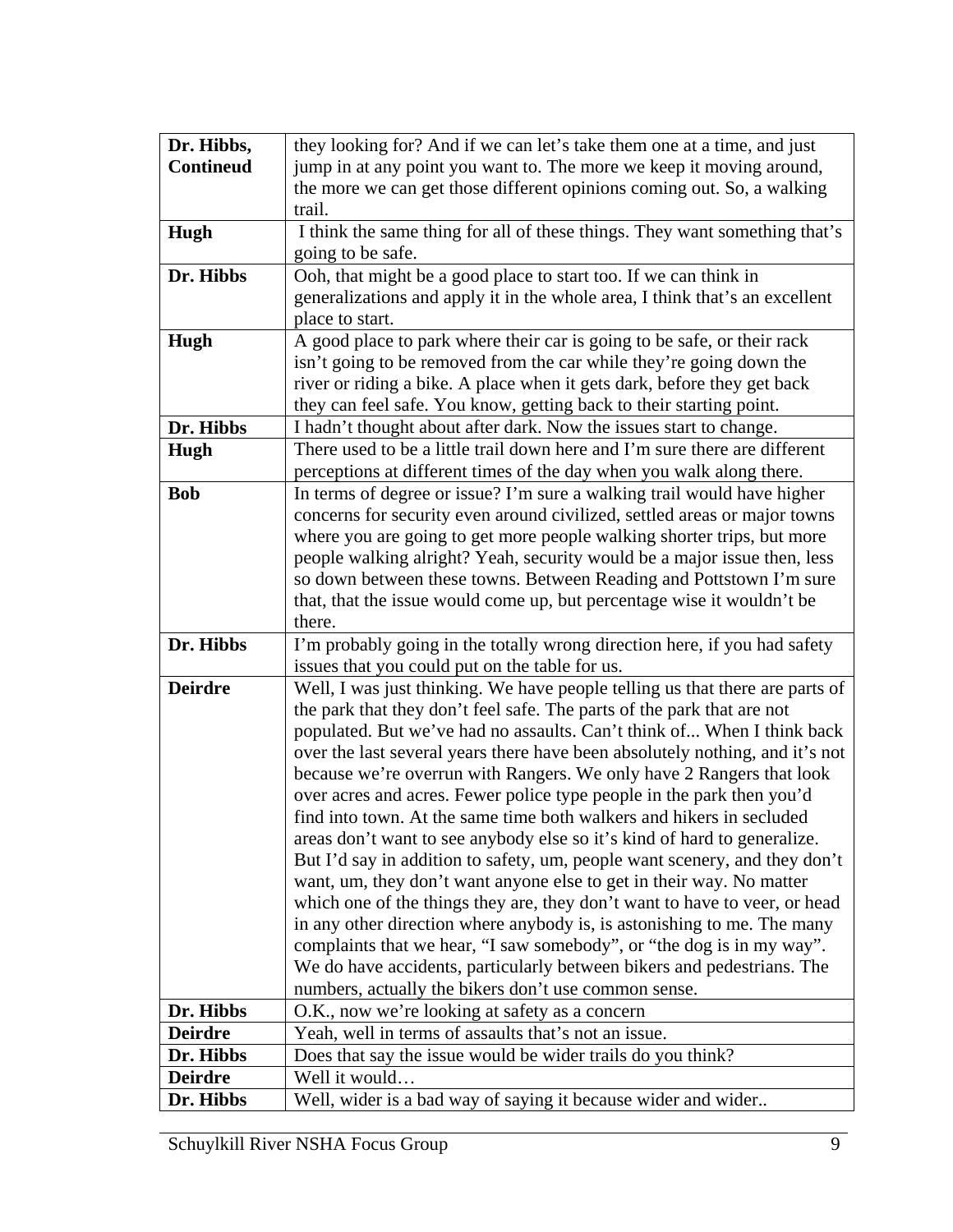| **Dr. Hibbs, Contineud** | they looking for? And if we can let's take them one at a time, and just jump in at any point you want to. The more we keep it moving around, the more we can get those different opinions coming out. So, a walking trail. |
|---|---|
| **Hugh** | I think the same thing for all of these things. They want something that's going to be safe. |
| **Dr. Hibbs** | Ooh, that might be a good place to start too. If we can think in generalizations and apply it in the whole area, I think that's an excellent place to start. |
| **Hugh** | A good place to park where their car is going to be safe, or their rack isn't going to be removed from the car while they're going down the river or riding a bike. A place when it gets dark, before they get back they can feel safe. You know, getting back to their starting point. |
| **Dr. Hibbs** | I hadn't thought about after dark. Now the issues start to change. |
| **Hugh** | There used to be a little trail down here and I'm sure there are different perceptions at different times of the day when you walk along there. |
| **Bob** | In terms of degree or issue? I'm sure a walking trail would have higher concerns for security even around civilized, settled areas or major towns where you are going to get more people walking shorter trips, but more people walking alright? Yeah, security would be a major issue then, less so down between these towns. Between Reading and Pottstown I'm sure that, that the issue would come up, but percentage wise it wouldn't be there. |
| **Dr. Hibbs** | I'm probably going in the totally wrong direction here, if you had safety issues that you could put on the table for us. |
| **Deirdre** | Well, I was just thinking. We have people telling us that there are parts of the park that they don't feel safe. The parts of the park that are not populated. But we've had no assaults. Can't think of... When I think back over the last several years there have been absolutely nothing, and it's not because we're overrun with Rangers. We only have 2 Rangers that look over acres and acres. Fewer police type people in the park then you'd find into town. At the same time both walkers and hikers in secluded areas don't want to see anybody else so it's kind of hard to generalize. But I'd say in addition to safety, um, people want scenery, and they don't want, um, they don't want anyone else to get in their way. No matter which one of the things they are, they don't want to have to veer, or head in any other direction where anybody is, is astonishing to me. The many complaints that we hear, "I saw somebody", or "the dog is in my way". We do have accidents, particularly between bikers and pedestrians. The numbers, actually the bikers don't use common sense. |
| **Dr. Hibbs** | O.K., now we're looking at safety as a concern |
| **Deirdre** | Yeah, well in terms of assaults that's not an issue. |
| **Dr. Hibbs** | Does that say the issue would be wider trails do you think? |
| **Deirdre** | Well it would… |
| **Dr. Hibbs** | Well, wider is a bad way of saying it because wider and wider.. |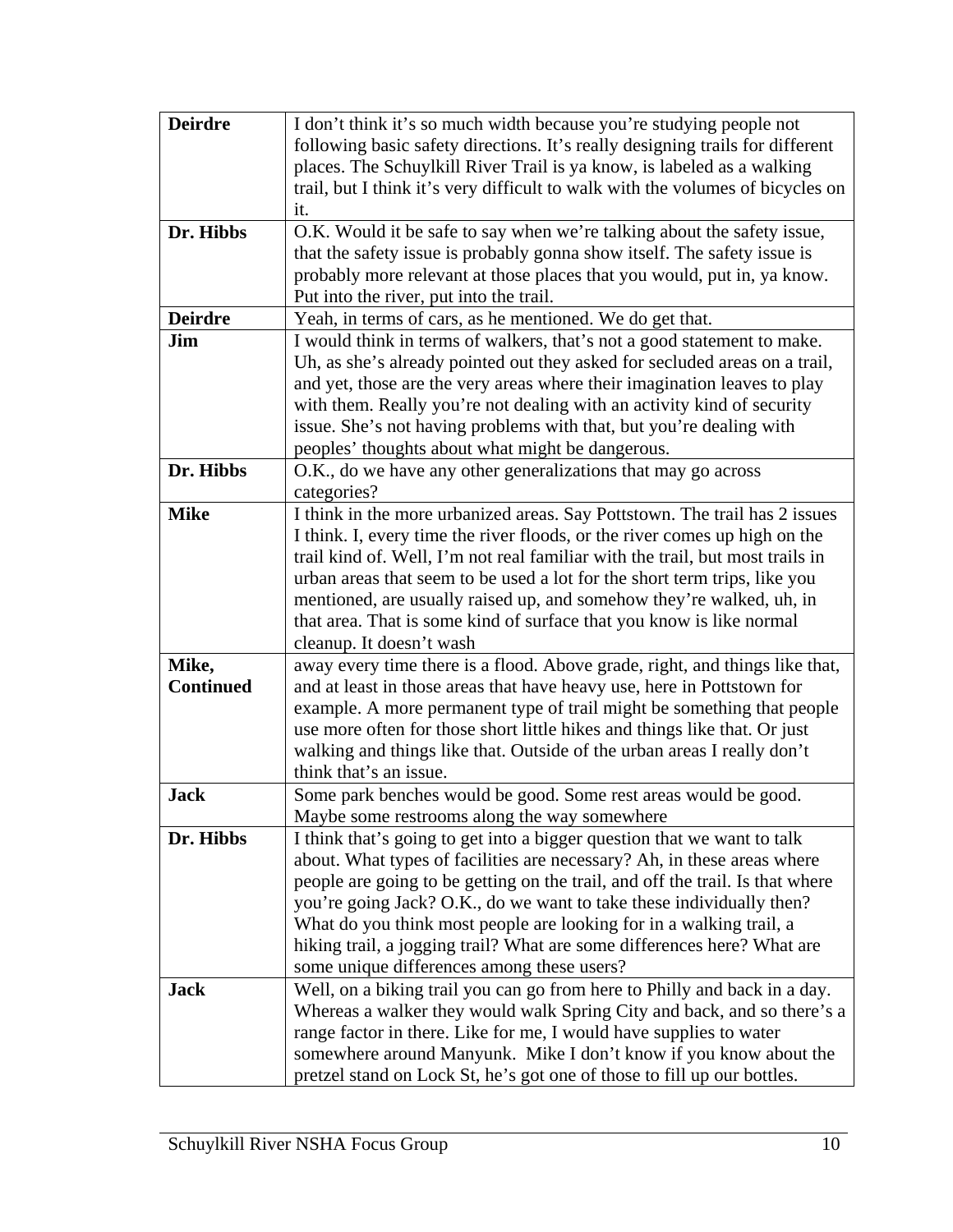| | |
|---|---|
| **Deirdre** | I don't think it's so much width because you're studying people not following basic safety directions. It's really designing trails for different places. The Schuylkill River Trail is ya know, is labeled as a walking trail, but I think it's very difficult to walk with the volumes of bicycles on it. |
| **Dr. Hibbs** | O.K. Would it be safe to say when we're talking about the safety issue, that the safety issue is probably gonna show itself. The safety issue is probably more relevant at those places that you would, put in, ya know. Put into the river, put into the trail. |
| **Deirdre** | Yeah, in terms of cars, as he mentioned. We do get that. |
| **Jim** | I would think in terms of walkers, that's not a good statement to make. Uh, as she's already pointed out they asked for secluded areas on a trail, and yet, those are the very areas where their imagination leaves to play with them. Really you're not dealing with an activity kind of security issue. She's not having problems with that, but you're dealing with peoples' thoughts about what might be dangerous. |
| **Dr. Hibbs** | O.K., do we have any other generalizations that may go across categories? |
| **Mike** | I think in the more urbanized areas. Say Pottstown. The trail has 2 issues I think. I, every time the river floods, or the river comes up high on the trail kind of. Well, I'm not real familiar with the trail, but most trails in urban areas that seem to be used a lot for the short term trips, like you mentioned, are usually raised up, and somehow they're walked, uh, in that area. That is some kind of surface that you know is like normal cleanup. It doesn't wash |
| **Mike, Continued** | away every time there is a flood. Above grade, right, and things like that, and at least in those areas that have heavy use, here in Pottstown for example. A more permanent type of trail might be something that people use more often for those short little hikes and things like that. Or just walking and things like that. Outside of the urban areas I really don't think that's an issue. |
| **Jack** | Some park benches would be good. Some rest areas would be good. Maybe some restrooms along the way somewhere |
| **Dr. Hibbs** | I think that's going to get into a bigger question that we want to talk about. What types of facilities are necessary? Ah, in these areas where people are going to be getting on the trail, and off the trail. Is that where you're going Jack? O.K., do we want to take these individually then? What do you think most people are looking for in a walking trail, a hiking trail, a jogging trail? What are some differences here? What are some unique differences among these users? |
| **Jack** | Well, on a biking trail you can go from here to Philly and back in a day. Whereas a walker they would walk Spring City and back, and so there's a range factor in there. Like for me, I would have supplies to water somewhere around Manyunk. Mike I don't know if you know about the pretzel stand on Lock St, he's got one of those to fill up our bottles. |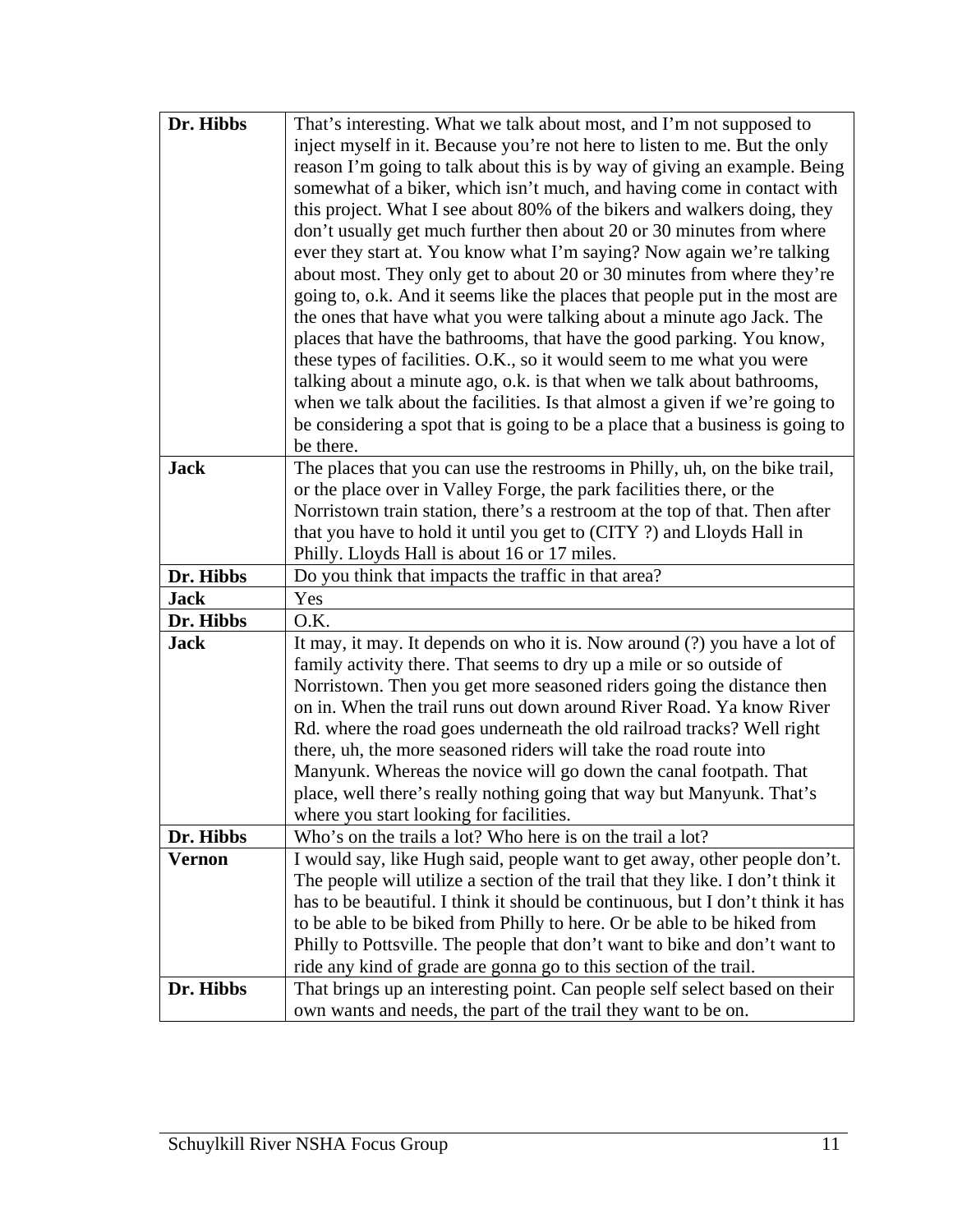| | |
|---|---|
| **Dr. Hibbs** | That's interesting. What we talk about most, and I'm not supposed to inject myself in it. Because you're not here to listen to me. But the only reason I'm going to talk about this is by way of giving an example. Being somewhat of a biker, which isn't much, and having come in contact with this project. What I see about 80% of the bikers and walkers doing, they don't usually get much further then about 20 or 30 minutes from where ever they start at. You know what I'm saying? Now again we're talking about most. They only get to about 20 or 30 minutes from where they're going to, o.k. And it seems like the places that people put in the most are the ones that have what you were talking about a minute ago Jack. The places that have the bathrooms, that have the good parking. You know, these types of facilities. O.K., so it would seem to me what you were talking about a minute ago, o.k. is that when we talk about bathrooms, when we talk about the facilities. Is that almost a given if we're going to be considering a spot that is going to be a place that a business is going to be there. |
| **Jack** | The places that you can use the restrooms in Philly, uh, on the bike trail, or the place over in Valley Forge, the park facilities there, or the Norristown train station, there's a restroom at the top of that. Then after that you have to hold it until you get to (CITY ?) and Lloyds Hall in Philly. Lloyds Hall is about 16 or 17 miles. |
| **Dr. Hibbs** | Do you think that impacts the traffic in that area? |
| **Jack** | Yes |
| **Dr. Hibbs** | O.K. |
| **Jack** | It may, it may. It depends on who it is. Now around (?) you have a lot of family activity there. That seems to dry up a mile or so outside of Norristown. Then you get more seasoned riders going the distance then on in. When the trail runs out down around River Road. Ya know River Rd. where the road goes underneath the old railroad tracks? Well right there, uh, the more seasoned riders will take the road route into Manyunk. Whereas the novice will go down the canal footpath. That place, well there's really nothing going that way but Manyunk. That's where you start looking for facilities. |
| **Dr. Hibbs** | Who's on the trails a lot? Who here is on the trail a lot? |
| **Vernon** | I would say, like Hugh said, people want to get away, other people don't. The people will utilize a section of the trail that they like. I don't think it has to be beautiful. I think it should be continuous, but I don't think it has to be able to be biked from Philly to here. Or be able to be hiked from Philly to Pottsville. The people that don't want to bike and don't want to ride any kind of grade are gonna go to this section of the trail. |
| **Dr. Hibbs** | That brings up an interesting point. Can people self select based on their own wants and needs, the part of the trail they want to be on. |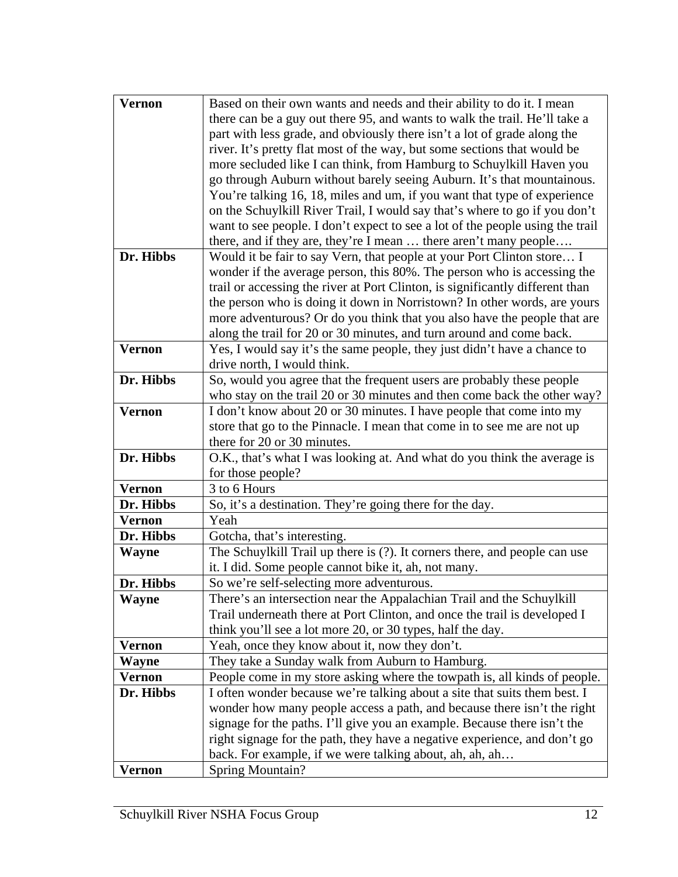| | |
|---|---|
| **Vernon** | Based on their own wants and needs and their ability to do it. I mean there can be a guy out there 95, and wants to walk the trail. He'll take a part with less grade, and obviously there isn't a lot of grade along the river. It's pretty flat most of the way, but some sections that would be more secluded like I can think, from Hamburg to Schuylkill Haven you go through Auburn without barely seeing Auburn. It's that mountainous. You're talking 16, 18, miles and um, if you want that type of experience on the Schuylkill River Trail, I would say that's where to go if you don't want to see people. I don't expect to see a lot of the people using the trail there, and if they are, they're I mean … there aren't many people…. |
| **Dr. Hibbs** | Would it be fair to say Vern, that people at your Port Clinton store… I wonder if the average person, this 80%. The person who is accessing the trail or accessing the river at Port Clinton, is significantly different than the person who is doing it down in Norristown? In other words, are yours more adventurous? Or do you think that you also have the people that are along the trail for 20 or 30 minutes, and turn around and come back. |
| **Vernon** | Yes, I would say it's the same people, they just didn't have a chance to drive north, I would think. |
| **Dr. Hibbs** | So, would you agree that the frequent users are probably these people who stay on the trail 20 or 30 minutes and then come back the other way? |
| **Vernon** | I don't know about 20 or 30 minutes. I have people that come into my store that go to the Pinnacle. I mean that come in to see me are not up there for 20 or 30 minutes. |
| **Dr. Hibbs** | O.K., that's what I was looking at. And what do you think the average is for those people? |
| **Vernon** | 3 to 6 Hours |
| **Dr. Hibbs** | So, it's a destination. They're going there for the day. |
| **Vernon** | Yeah |
| **Dr. Hibbs** | Gotcha, that's interesting. |
| **Wayne** | The Schuylkill Trail up there is (?). It corners there, and people can use it. I did. Some people cannot bike it, ah, not many. |
| **Dr. Hibbs** | So we're self-selecting more adventurous. |
| **Wayne** | There's an intersection near the Appalachian Trail and the Schuylkill Trail underneath there at Port Clinton, and once the trail is developed I think you'll see a lot more 20, or 30 types, half the day. |
| **Vernon** | Yeah, once they know about it, now they don't. |
| **Wayne** | They take a Sunday walk from Auburn to Hamburg. |
| **Vernon** | People come in my store asking where the towpath is, all kinds of people. |
| **Dr. Hibbs** | I often wonder because we're talking about a site that suits them best. I wonder how many people access a path, and because there isn't the right signage for the paths. I'll give you an example. Because there isn't the right signage for the path, they have a negative experience, and don't go back. For example, if we were talking about, ah, ah, ah… |
| **Vernon** | Spring Mountain? |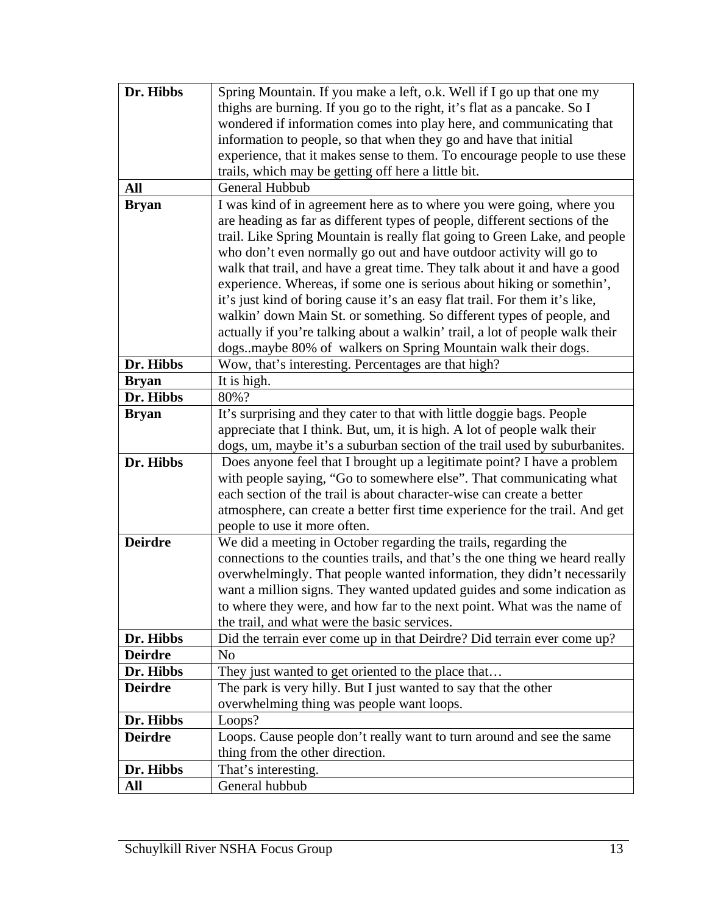| | |
|---|---|
| **Dr. Hibbs** | Spring Mountain. If you make a left, o.k. Well if I go up that one my thighs are burning. If you go to the right, it's flat as a pancake. So I wondered if information comes into play here, and communicating that information to people, so that when they go and have that initial experience, that it makes sense to them. To encourage people to use these trails, which may be getting off here a little bit. |
| **All** | General Hubbub |
| **Bryan** | I was kind of in agreement here as to where you were going, where you are heading as far as different types of people, different sections of the trail. Like Spring Mountain is really flat going to Green Lake, and people who don't even normally go out and have outdoor activity will go to walk that trail, and have a great time. They talk about it and have a good experience. Whereas, if some one is serious about hiking or somethin', it's just kind of boring cause it's an easy flat trail. For them it's like, walkin' down Main St. or something. So different types of people, and actually if you're talking about a walkin' trail, a lot of people walk their dogs..maybe 80% of walkers on Spring Mountain walk their dogs. |
| **Dr. Hibbs** | Wow, that's interesting. Percentages are that high? |
| **Bryan** | It is high. |
| **Dr. Hibbs** | 80%? |
| **Bryan** | It's surprising and they cater to that with little doggie bags. People appreciate that I think. But, um, it is high. A lot of people walk their dogs, um, maybe it's a suburban section of the trail used by suburbanites. |
| **Dr. Hibbs** | Does anyone feel that I brought up a legitimate point? I have a problem with people saying, "Go to somewhere else". That communicating what each section of the trail is about character-wise can create a better atmosphere, can create a better first time experience for the trail. And get people to use it more often. |
| **Deirdre** | We did a meeting in October regarding the trails, regarding the connections to the counties trails, and that's the one thing we heard really overwhelmingly. That people wanted information, they didn't necessarily want a million signs. They wanted updated guides and some indication as to where they were, and how far to the next point. What was the name of the trail, and what were the basic services. |
| **Dr. Hibbs** | Did the terrain ever come up in that Deirdre? Did terrain ever come up? |
| **Deirdre** | No |
| **Dr. Hibbs** | They just wanted to get oriented to the place that… |
| **Deirdre** | The park is very hilly. But I just wanted to say that the other overwhelming thing was people want loops. |
| **Dr. Hibbs** | Loops? |
| **Deirdre** | Loops. Cause people don't really want to turn around and see the same thing from the other direction. |
| **Dr. Hibbs** | That's interesting. |
| **All** | General hubbub |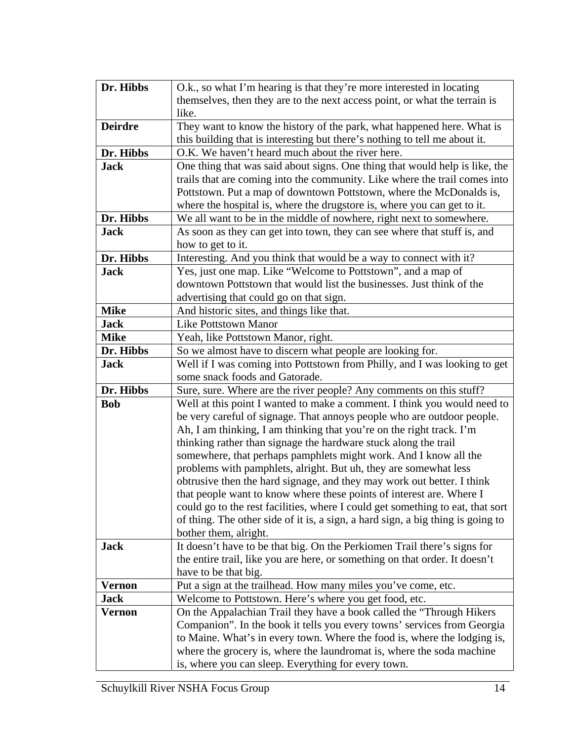| | |
|---|---|
| **Dr. Hibbs** | O.k., so what I'm hearing is that they're more interested in locating themselves, then they are to the next access point, or what the terrain is like. |
| **Deirdre** | They want to know the history of the park, what happened here. What is this building that is interesting but there's nothing to tell me about it. |
| **Dr. Hibbs** | O.K. We haven't heard much about the river here. |
| **Jack** | One thing that was said about signs. One thing that would help is like, the trails that are coming into the community. Like where the trail comes into Pottstown. Put a map of downtown Pottstown, where the McDonalds is, where the hospital is, where the drugstore is, where you can get to it. |
| **Dr. Hibbs** | We all want to be in the middle of nowhere, right next to somewhere. |
| **Jack** | As soon as they can get into town, they can see where that stuff is, and how to get to it. |
| **Dr. Hibbs** | Interesting. And you think that would be a way to connect with it? |
| **Jack** | Yes, just one map. Like "Welcome to Pottstown", and a map of downtown Pottstown that would list the businesses. Just think of the advertising that could go on that sign. |
| **Mike** | And historic sites, and things like that. |
| **Jack** | Like Pottstown Manor |
| **Mike** | Yeah, like Pottstown Manor, right. |
| **Dr. Hibbs** | So we almost have to discern what people are looking for. |
| **Jack** | Well if I was coming into Pottstown from Philly, and I was looking to get some snack foods and Gatorade. |
| **Dr. Hibbs** | Sure, sure. Where are the river people? Any comments on this stuff? |
| **Bob** | Well at this point I wanted to make a comment. I think you would need to be very careful of signage. That annoys people who are outdoor people. Ah, I am thinking, I am thinking that you're on the right track. I'm thinking rather than signage the hardware stuck along the trail somewhere, that perhaps pamphlets might work. And I know all the problems with pamphlets, alright. But uh, they are somewhat less obtrusive then the hard signage, and they may work out better. I think that people want to know where these points of interest are. Where I could go to the rest facilities, where I could get something to eat, that sort of thing. The other side of it is, a sign, a hard sign, a big thing is going to bother them, alright. |
| **Jack** | It doesn't have to be that big. On the Perkiomen Trail there's signs for the entire trail, like you are here, or something on that order. It doesn't have to be that big. |
| **Vernon** | Put a sign at the trailhead. How many miles you've come, etc. |
| **Jack** | Welcome to Pottstown. Here's where you get food, etc. |
| **Vernon** | On the Appalachian Trail they have a book called the "Through Hikers Companion". In the book it tells you every towns' services from Georgia to Maine. What's in every town. Where the food is, where the lodging is, where the grocery is, where the laundromat is, where the soda machine is, where you can sleep. Everything for every town. |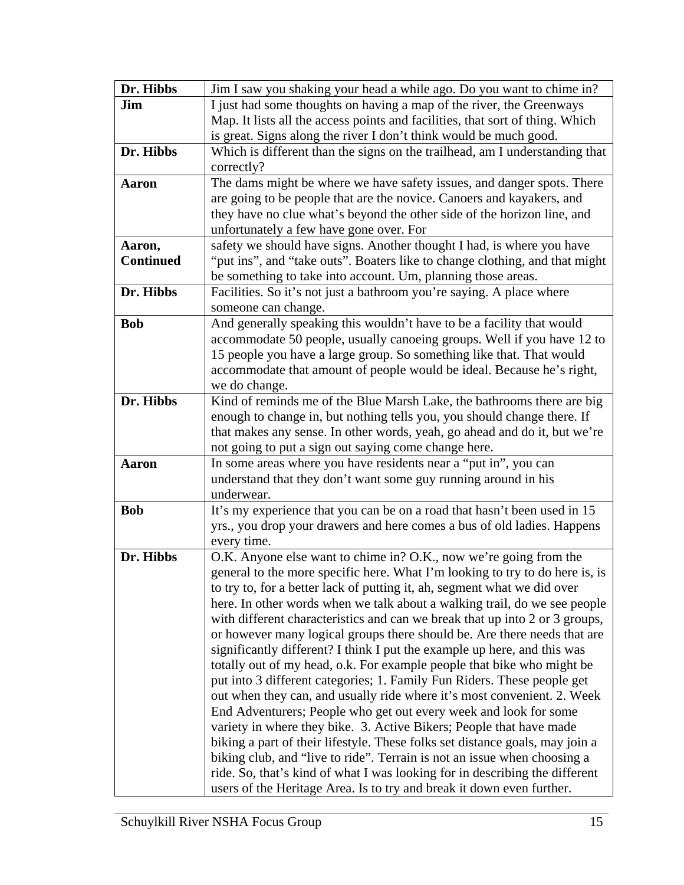| Speaker | Comment |
|---|---|
| **Dr. Hibbs** | Jim I saw you shaking your head a while ago. Do you want to chime in? |
| **Jim** | I just had some thoughts on having a map of the river, the Greenways Map. It lists all the access points and facilities, that sort of thing. Which is great. Signs along the river I don't think would be much good. |
| **Dr. Hibbs** | Which is different than the signs on the trailhead, am I understanding that correctly? |
| **Aaron** | The dams might be where we have safety issues, and danger spots. There are going to be people that are the novice. Canoers and kayakers, and they have no clue what's beyond the other side of the horizon line, and unfortunately a few have gone over. For |
| **Aaron, Continued** | safety we should have signs. Another thought I had, is where you have "put ins", and "take outs". Boaters like to change clothing, and that might be something to take into account. Um, planning those areas. |
| **Dr. Hibbs** | Facilities. So it's not just a bathroom you're saying. A place where someone can change. |
| **Bob** | And generally speaking this wouldn't have to be a facility that would accommodate 50 people, usually canoeing groups. Well if you have 12 to 15 people you have a large group. So something like that. That would accommodate that amount of people would be ideal. Because he's right, we do change. |
| **Dr. Hibbs** | Kind of reminds me of the Blue Marsh Lake, the bathrooms there are big enough to change in, but nothing tells you, you should change there. If that makes any sense. In other words, yeah, go ahead and do it, but we're not going to put a sign out saying come change here. |
| **Aaron** | In some areas where you have residents near a "put in", you can understand that they don't want some guy running around in his underwear. |
| **Bob** | It's my experience that you can be on a road that hasn't been used in 15 yrs., you drop your drawers and here comes a bus of old ladies. Happens every time. |
| **Dr. Hibbs** | O.K. Anyone else want to chime in? O.K., now we're going from the general to the more specific here. What I'm looking to try to do here is, is to try to, for a better lack of putting it, ah, segment what we did over here. In other words when we talk about a walking trail, do we see people with different characteristics and can we break that up into 2 or 3 groups, or however many logical groups there should be. Are there needs that are significantly different? I think I put the example up here, and this was totally out of my head, o.k. For example people that bike who might be put into 3 different categories; 1. Family Fun Riders. These people get out when they can, and usually ride where it's most convenient. 2. Week End Adventurers; People who get out every week and look for some variety in where they bike. 3. Active Bikers; People that have made biking a part of their lifestyle. These folks set distance goals, may join a biking club, and "live to ride". Terrain is not an issue when choosing a ride. So, that's kind of what I was looking for in describing the different users of the Heritage Area. Is to try and break it down even further. |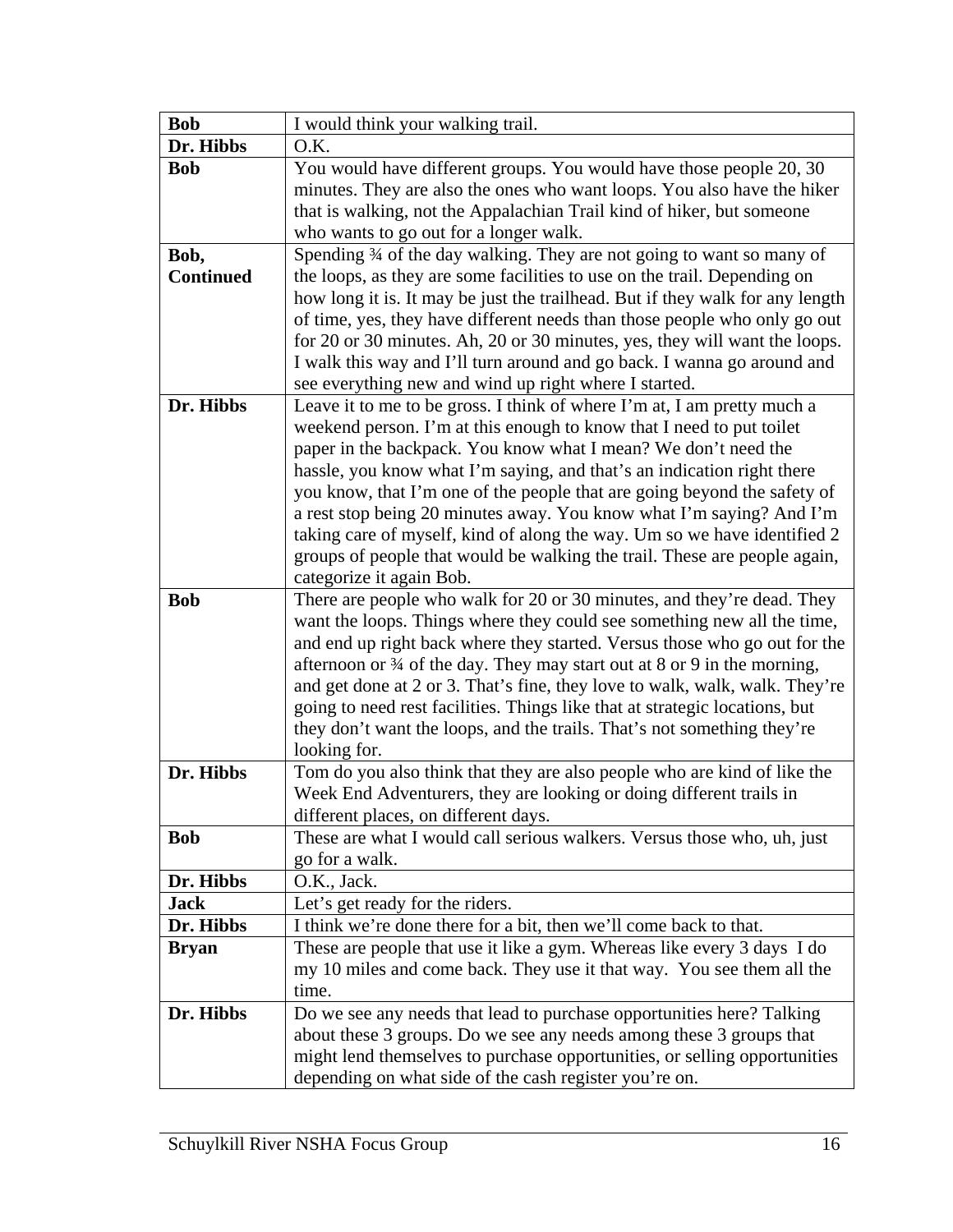| | |
|---|---|
| **Bob** | I would think your walking trail. |
| **Dr. Hibbs** | O.K. |
| **Bob** | You would have different groups. You would have those people 20, 30 minutes. They are also the ones who want loops. You also have the hiker that is walking, not the Appalachian Trail kind of hiker, but someone who wants to go out for a longer walk. |
| **Bob, Continued** | Spending ¾ of the day walking. They are not going to want so many of the loops, as they are some facilities to use on the trail. Depending on how long it is. It may be just the trailhead. But if they walk for any length of time, yes, they have different needs than those people who only go out for 20 or 30 minutes. Ah, 20 or 30 minutes, yes, they will want the loops. I walk this way and I'll turn around and go back. I wanna go around and see everything new and wind up right where I started. |
| **Dr. Hibbs** | Leave it to me to be gross. I think of where I'm at, I am pretty much a weekend person. I'm at this enough to know that I need to put toilet paper in the backpack. You know what I mean? We don't need the hassle, you know what I'm saying, and that's an indication right there you know, that I'm one of the people that are going beyond the safety of a rest stop being 20 minutes away. You know what I'm saying? And I'm taking care of myself, kind of along the way. Um so we have identified 2 groups of people that would be walking the trail. These are people again, categorize it again Bob. |
| **Bob** | There are people who walk for 20 or 30 minutes, and they're dead. They want the loops. Things where they could see something new all the time, and end up right back where they started. Versus those who go out for the afternoon or ¾ of the day. They may start out at 8 or 9 in the morning, and get done at 2 or 3. That's fine, they love to walk, walk, walk. They're going to need rest facilities. Things like that at strategic locations, but they don't want the loops, and the trails. That's not something they're looking for. |
| **Dr. Hibbs** | Tom do you also think that they are also people who are kind of like the Week End Adventurers, they are looking or doing different trails in different places, on different days. |
| **Bob** | These are what I would call serious walkers. Versus those who, uh, just go for a walk. |
| **Dr. Hibbs** | O.K., Jack. |
| **Jack** | Let's get ready for the riders. |
| **Dr. Hibbs** | I think we're done there for a bit, then we'll come back to that. |
| **Bryan** | These are people that use it like a gym. Whereas like every 3 days I do my 10 miles and come back. They use it that way. You see them all the time. |
| **Dr. Hibbs** | Do we see any needs that lead to purchase opportunities here? Talking about these 3 groups. Do we see any needs among these 3 groups that might lend themselves to purchase opportunities, or selling opportunities depending on what side of the cash register you're on. |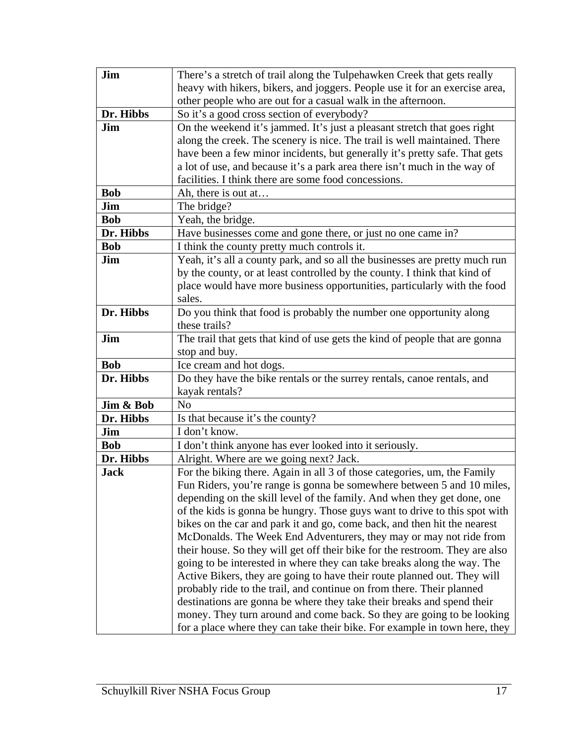| | |
|---|---|
| **Jim** | There's a stretch of trail along the Tulpehawken Creek that gets really heavy with hikers, bikers, and joggers. People use it for an exercise area, other people who are out for a casual walk in the afternoon. |
| **Dr. Hibbs** | So it's a good cross section of everybody? |
| **Jim** | On the weekend it's jammed. It's just a pleasant stretch that goes right along the creek. The scenery is nice. The trail is well maintained. There have been a few minor incidents, but generally it's pretty safe. That gets a lot of use, and because it's a park area there isn't much in the way of facilities. I think there are some food concessions. |
| **Bob** | Ah, there is out at… |
| **Jim** | The bridge? |
| **Bob** | Yeah, the bridge. |
| **Dr. Hibbs** | Have businesses come and gone there, or just no one came in? |
| **Bob** | I think the county pretty much controls it. |
| **Jim** | Yeah, it's all a county park, and so all the businesses are pretty much run by the county, or at least controlled by the county. I think that kind of place would have more business opportunities, particularly with the food sales. |
| **Dr. Hibbs** | Do you think that food is probably the number one opportunity along these trails? |
| **Jim** | The trail that gets that kind of use gets the kind of people that are gonna stop and buy. |
| **Bob** | Ice cream and hot dogs. |
| **Dr. Hibbs** | Do they have the bike rentals or the surrey rentals, canoe rentals, and kayak rentals? |
| **Jim & Bob** | No |
| **Dr. Hibbs** | Is that because it's the county? |
| **Jim** | I don't know. |
| **Bob** | I don't think anyone has ever looked into it seriously. |
| **Dr. Hibbs** | Alright. Where are we going next? Jack. |
| **Jack** | For the biking there. Again in all 3 of those categories, um, the Family Fun Riders, you're range is gonna be somewhere between 5 and 10 miles, depending on the skill level of the family. And when they get done, one of the kids is gonna be hungry. Those guys want to drive to this spot with bikes on the car and park it and go, come back, and then hit the nearest McDonalds. The Week End Adventurers, they may or may not ride from their house. So they will get off their bike for the restroom. They are also going to be interested in where they can take breaks along the way. The Active Bikers, they are going to have their route planned out. They will probably ride to the trail, and continue on from there. Their planned destinations are gonna be where they take their breaks and spend their money. They turn around and come back. So they are going to be looking for a place where they can take their bike. For example in town here, they |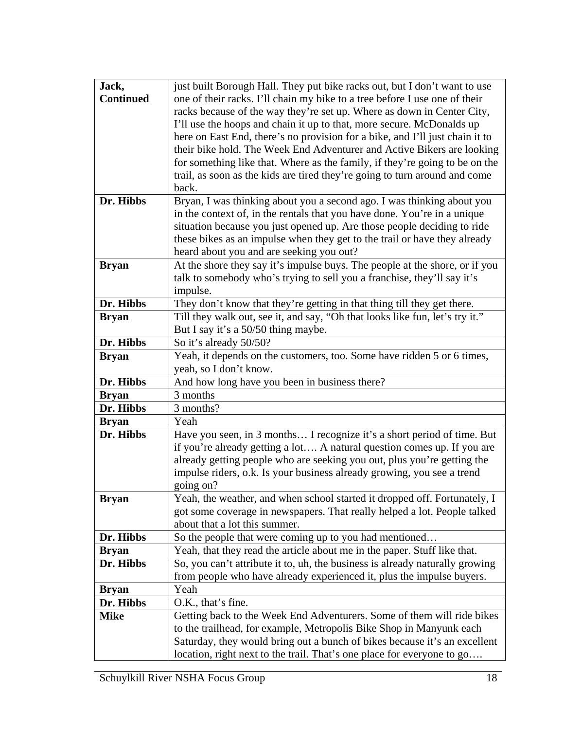| **Jack, Continued** | just built Borough Hall. They put bike racks out, but I don't want to use one of their racks. I'll chain my bike to a tree before I use one of their racks because of the way they're set up. Where as down in Center City, I'll use the hoops and chain it up to that, more secure. McDonalds up here on East End, there's no provision for a bike, and I'll just chain it to their bike hold. The Week End Adventurer and Active Bikers are looking for something like that. Where as the family, if they're going to be on the trail, as soon as the kids are tired they're going to turn around and come back. |
|---|---|
| **Dr. Hibbs** | Bryan, I was thinking about you a second ago. I was thinking about you in the context of, in the rentals that you have done. You're in a unique situation because you just opened up. Are those people deciding to ride these bikes as an impulse when they get to the trail or have they already heard about you and are seeking you out? |
| **Bryan** | At the shore they say it's impulse buys. The people at the shore, or if you talk to somebody who's trying to sell you a franchise, they'll say it's impulse. |
| **Dr. Hibbs** | They don't know that they're getting in that thing till they get there. |
| **Bryan** | Till they walk out, see it, and say, "Oh that looks like fun, let's try it." But I say it's a 50/50 thing maybe. |
| **Dr. Hibbs** | So it's already 50/50? |
| **Bryan** | Yeah, it depends on the customers, too. Some have ridden 5 or 6 times, yeah, so I don't know. |
| **Dr. Hibbs** | And how long have you been in business there? |
| **Bryan** | 3 months |
| **Dr. Hibbs** | 3 months? |
| **Bryan** | Yeah |
| **Dr. Hibbs** | Have you seen, in 3 months… I recognize it's a short period of time. But if you're already getting a lot…. A natural question comes up. If you are already getting people who are seeking you out, plus you're getting the impulse riders, o.k. Is your business already growing, you see a trend going on? |
| **Bryan** | Yeah, the weather, and when school started it dropped off. Fortunately, I got some coverage in newspapers. That really helped a lot. People talked about that a lot this summer. |
| **Dr. Hibbs** | So the people that were coming up to you had mentioned… |
| **Bryan** | Yeah, that they read the article about me in the paper. Stuff like that. |
| **Dr. Hibbs** | So, you can't attribute it to, uh, the business is already naturally growing from people who have already experienced it, plus the impulse buyers. |
| **Bryan** | Yeah |
| **Dr. Hibbs** | O.K., that's fine. |
| **Mike** | Getting back to the Week End Adventurers. Some of them will ride bikes to the trailhead, for example, Metropolis Bike Shop in Manyunk each Saturday, they would bring out a bunch of bikes because it's an excellent location, right next to the trail. That's one place for everyone to go…. |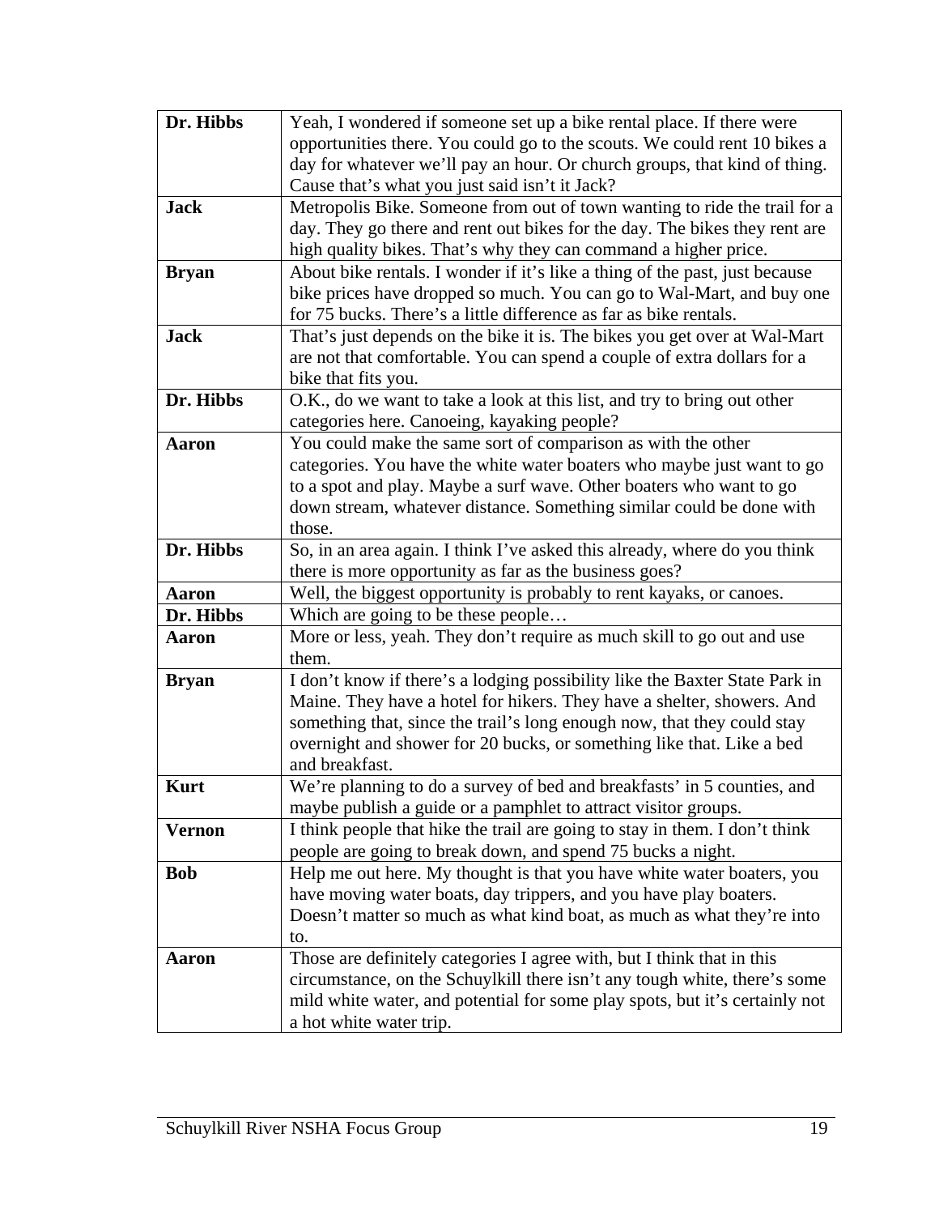| | |
|---|---|
| **Dr. Hibbs** | Yeah, I wondered if someone set up a bike rental place. If there were opportunities there. You could go to the scouts. We could rent 10 bikes a day for whatever we'll pay an hour. Or church groups, that kind of thing. Cause that's what you just said isn't it Jack? |
| **Jack** | Metropolis Bike. Someone from out of town wanting to ride the trail for a day. They go there and rent out bikes for the day. The bikes they rent are high quality bikes. That's why they can command a higher price. |
| **Bryan** | About bike rentals. I wonder if it's like a thing of the past, just because bike prices have dropped so much. You can go to Wal-Mart, and buy one for 75 bucks. There's a little difference as far as bike rentals. |
| **Jack** | That's just depends on the bike it is. The bikes you get over at Wal-Mart are not that comfortable. You can spend a couple of extra dollars for a bike that fits you. |
| **Dr. Hibbs** | O.K., do we want to take a look at this list, and try to bring out other categories here. Canoeing, kayaking people? |
| **Aaron** | You could make the same sort of comparison as with the other categories. You have the white water boaters who maybe just want to go to a spot and play. Maybe a surf wave. Other boaters who want to go down stream, whatever distance. Something similar could be done with those. |
| **Dr. Hibbs** | So, in an area again. I think I've asked this already, where do you think there is more opportunity as far as the business goes? |
| **Aaron** | Well, the biggest opportunity is probably to rent kayaks, or canoes. |
| **Dr. Hibbs** | Which are going to be these people… |
| **Aaron** | More or less, yeah. They don't require as much skill to go out and use them. |
| **Bryan** | I don't know if there's a lodging possibility like the Baxter State Park in Maine. They have a hotel for hikers. They have a shelter, showers. And something that, since the trail's long enough now, that they could stay overnight and shower for 20 bucks, or something like that. Like a bed and breakfast. |
| **Kurt** | We're planning to do a survey of bed and breakfasts' in 5 counties, and maybe publish a guide or a pamphlet to attract visitor groups. |
| **Vernon** | I think people that hike the trail are going to stay in them. I don't think people are going to break down, and spend 75 bucks a night. |
| **Bob** | Help me out here. My thought is that you have white water boaters, you have moving water boats, day trippers, and you have play boaters. Doesn't matter so much as what kind boat, as much as what they're into to. |
| **Aaron** | Those are definitely categories I agree with, but I think that in this circumstance, on the Schuylkill there isn't any tough white, there's some mild white water, and potential for some play spots, but it's certainly not a hot white water trip. |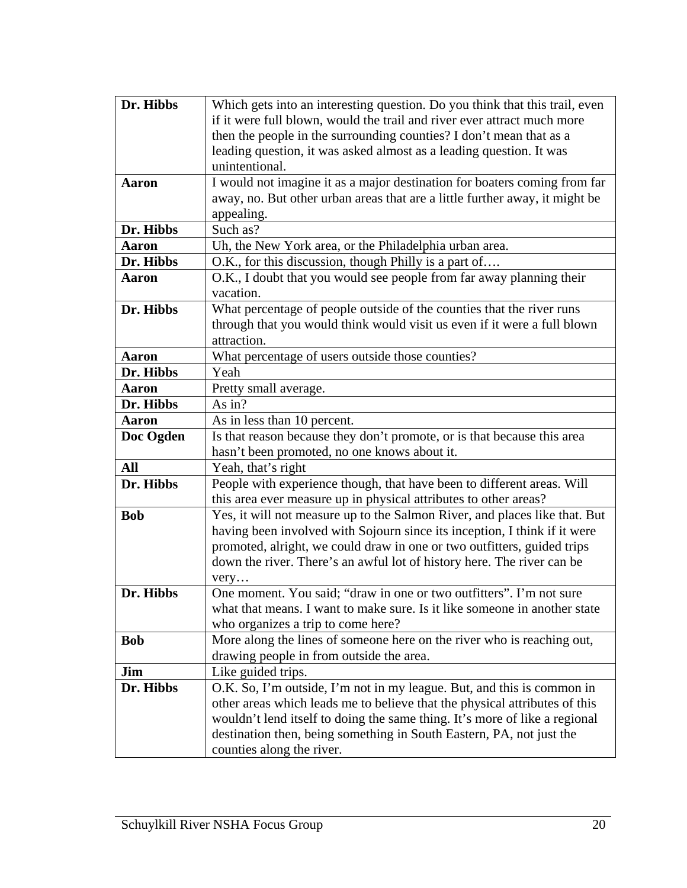| **Dr. Hibbs** | Which gets into an interesting question. Do you think that this trail, even if it were full blown, would the trail and river ever attract much more then the people in the surrounding counties? I don't mean that as a leading question, it was asked almost as a leading question. It was unintentional. |
|---|---|
| **Aaron** | I would not imagine it as a major destination for boaters coming from far away, no. But other urban areas that are a little further away, it might be appealing. |
| **Dr. Hibbs** | Such as? |
| **Aaron** | Uh, the New York area, or the Philadelphia urban area. |
| **Dr. Hibbs** | O.K., for this discussion, though Philly is a part of…. |
| **Aaron** | O.K., I doubt that you would see people from far away planning their vacation. |
| **Dr. Hibbs** | What percentage of people outside of the counties that the river runs through that you would think would visit us even if it were a full blown attraction. |
| **Aaron** | What percentage of users outside those counties? |
| **Dr. Hibbs** | Yeah |
| **Aaron** | Pretty small average. |
| **Dr. Hibbs** | As in? |
| **Aaron** | As in less than 10 percent. |
| **Doc Ogden** | Is that reason because they don't promote, or is that because this area hasn't been promoted, no one knows about it. |
| **All** | Yeah, that's right |
| **Dr. Hibbs** | People with experience though, that have been to different areas. Will this area ever measure up in physical attributes to other areas? |
| **Bob** | Yes, it will not measure up to the Salmon River, and places like that. But having been involved with Sojourn since its inception, I think if it were promoted, alright, we could draw in one or two outfitters, guided trips down the river. There's an awful lot of history here. The river can be very… |
| **Dr. Hibbs** | One moment. You said; "draw in one or two outfitters". I'm not sure what that means. I want to make sure. Is it like someone in another state who organizes a trip to come here? |
| **Bob** | More along the lines of someone here on the river who is reaching out, drawing people in from outside the area. |
| **Jim** | Like guided trips. |
| **Dr. Hibbs** | O.K. So, I'm outside, I'm not in my league. But, and this is common in other areas which leads me to believe that the physical attributes of this wouldn't lend itself to doing the same thing. It's more of like a regional destination then, being something in South Eastern, PA, not just the counties along the river. |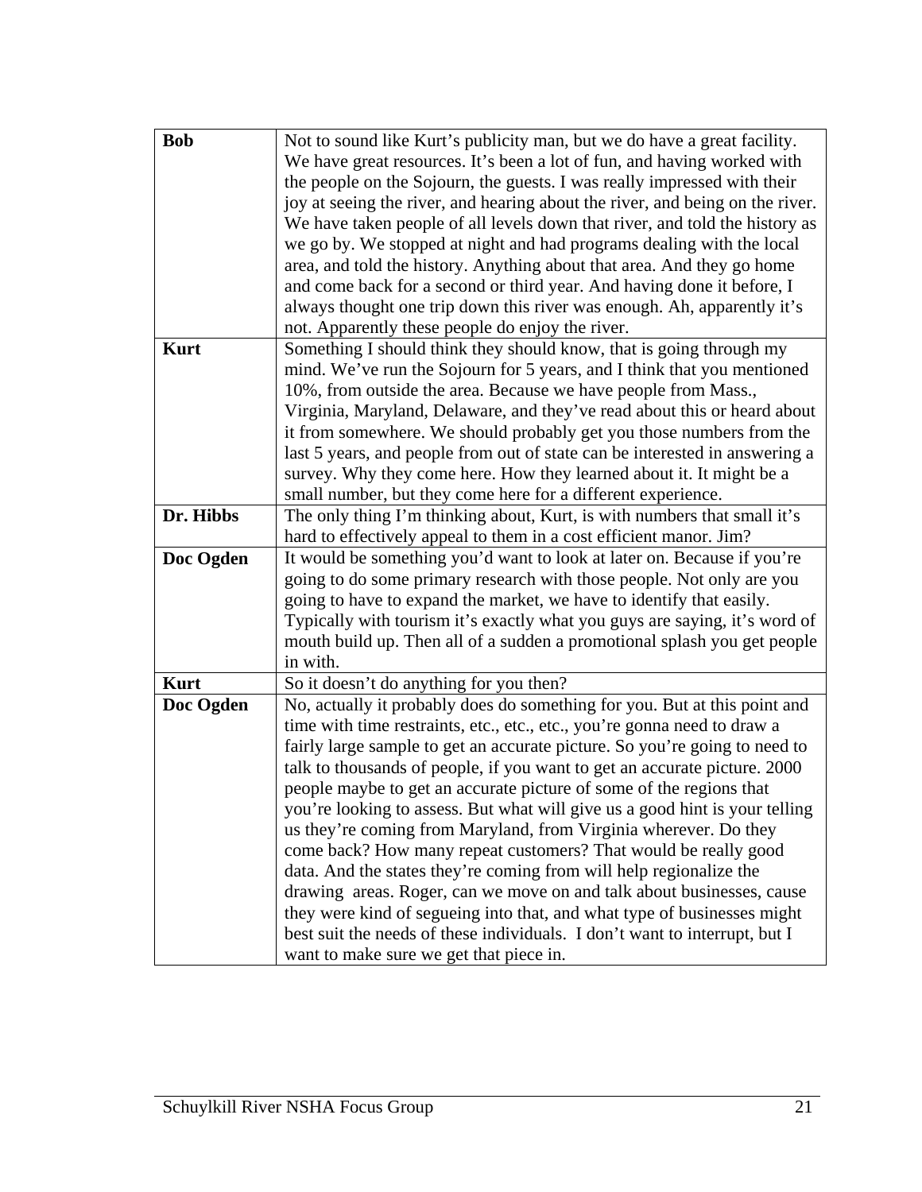| | |
|---|---|
| **Bob** | Not to sound like Kurt's publicity man, but we do have a great facility. We have great resources. It's been a lot of fun, and having worked with the people on the Sojourn, the guests. I was really impressed with their joy at seeing the river, and hearing about the river, and being on the river. We have taken people of all levels down that river, and told the history as we go by. We stopped at night and had programs dealing with the local area, and told the history. Anything about that area. And they go home and come back for a second or third year. And having done it before, I always thought one trip down this river was enough. Ah, apparently it's not. Apparently these people do enjoy the river. |
| **Kurt** | Something I should think they should know, that is going through my mind. We've run the Sojourn for 5 years, and I think that you mentioned 10%, from outside the area. Because we have people from Mass., Virginia, Maryland, Delaware, and they've read about this or heard about it from somewhere. We should probably get you those numbers from the last 5 years, and people from out of state can be interested in answering a survey. Why they come here. How they learned about it. It might be a small number, but they come here for a different experience. |
| **Dr. Hibbs** | The only thing I'm thinking about, Kurt, is with numbers that small it's hard to effectively appeal to them in a cost efficient manor. Jim? |
| **Doc Ogden** | It would be something you'd want to look at later on. Because if you're going to do some primary research with those people. Not only are you going to have to expand the market, we have to identify that easily. Typically with tourism it's exactly what you guys are saying, it's word of mouth build up. Then all of a sudden a promotional splash you get people in with. |
| **Kurt** | So it doesn't do anything for you then? |
| **Doc Ogden** | No, actually it probably does do something for you. But at this point and time with time restraints, etc., etc., etc., you're gonna need to draw a fairly large sample to get an accurate picture. So you're going to need to talk to thousands of people, if you want to get an accurate picture. 2000 people maybe to get an accurate picture of some of the regions that you're looking to assess. But what will give us a good hint is your telling us they're coming from Maryland, from Virginia wherever. Do they come back? How many repeat customers? That would be really good data. And the states they're coming from will help regionalize the drawing areas. Roger, can we move on and talk about businesses, cause they were kind of segueing into that, and what type of businesses might best suit the needs of these individuals. I don't want to interrupt, but I want to make sure we get that piece in. |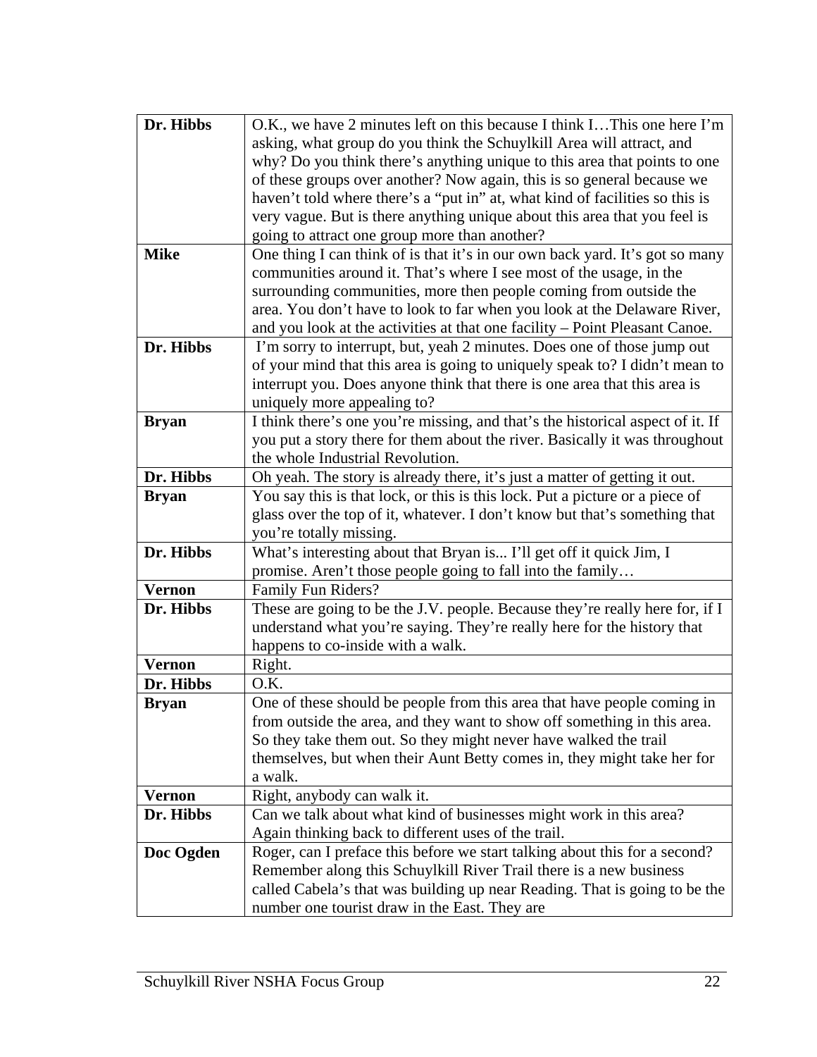| | |
|---|---|
| **Dr. Hibbs** | O.K., we have 2 minutes left on this because I think I…This one here I'm asking, what group do you think the Schuylkill Area will attract, and why? Do you think there's anything unique to this area that points to one of these groups over another? Now again, this is so general because we haven't told where there's a "put in" at, what kind of facilities so this is very vague. But is there anything unique about this area that you feel is going to attract one group more than another? |
| **Mike** | One thing I can think of is that it's in our own back yard. It's got so many communities around it. That's where I see most of the usage, in the surrounding communities, more then people coming from outside the area. You don't have to look to far when you look at the Delaware River, and you look at the activities at that one facility – Point Pleasant Canoe. |
| **Dr. Hibbs** | I'm sorry to interrupt, but, yeah 2 minutes. Does one of those jump out of your mind that this area is going to uniquely speak to? I didn't mean to interrupt you. Does anyone think that there is one area that this area is uniquely more appealing to? |
| **Bryan** | I think there's one you're missing, and that's the historical aspect of it. If you put a story there for them about the river. Basically it was throughout the whole Industrial Revolution. |
| **Dr. Hibbs** | Oh yeah. The story is already there, it's just a matter of getting it out. |
| **Bryan** | You say this is that lock, or this is this lock. Put a picture or a piece of glass over the top of it, whatever. I don't know but that's something that you're totally missing. |
| **Dr. Hibbs** | What's interesting about that Bryan is... I'll get off it quick Jim, I promise. Aren't those people going to fall into the family… |
| **Vernon** | Family Fun Riders? |
| **Dr. Hibbs** | These are going to be the J.V. people. Because they're really here for, if I understand what you're saying. They're really here for the history that happens to co-inside with a walk. |
| **Vernon** | Right. |
| **Dr. Hibbs** | O.K. |
| **Bryan** | One of these should be people from this area that have people coming in from outside the area, and they want to show off something in this area. So they take them out. So they might never have walked the trail themselves, but when their Aunt Betty comes in, they might take her for a walk. |
| **Vernon** | Right, anybody can walk it. |
| **Dr. Hibbs** | Can we talk about what kind of businesses might work in this area? Again thinking back to different uses of the trail. |
| **Doc Ogden** | Roger, can I preface this before we start talking about this for a second? Remember along this Schuylkill River Trail there is a new business called Cabela's that was building up near Reading. That is going to be the number one tourist draw in the East. They are |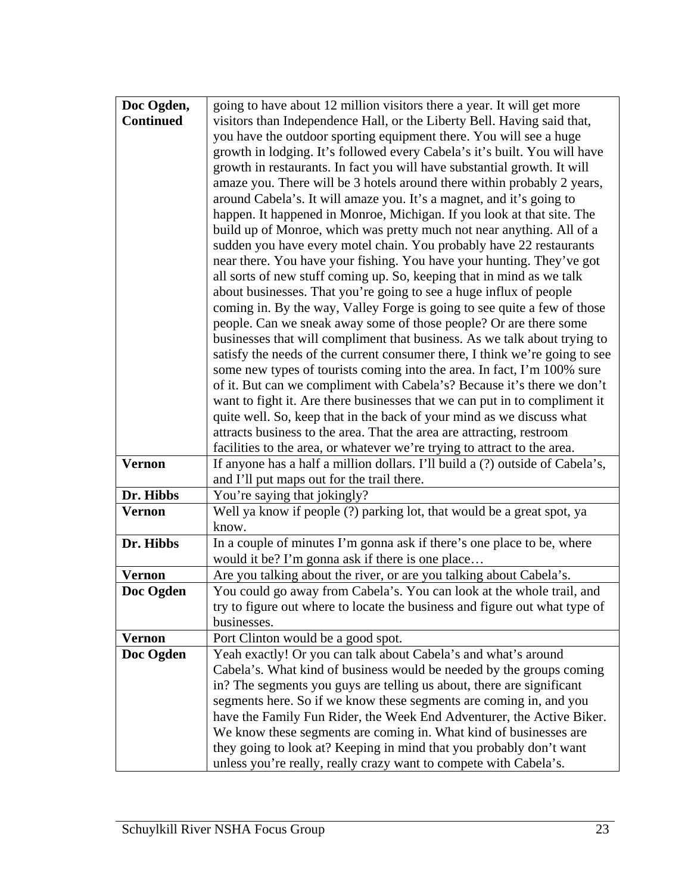| | |
|---|---|
| **Doc Ogden, Continued** | going to have about 12 million visitors there a year. It will get more visitors than Independence Hall, or the Liberty Bell. Having said that, you have the outdoor sporting equipment there. You will see a huge growth in lodging. It's followed every Cabela's it's built. You will have growth in restaurants. In fact you will have substantial growth. It will amaze you. There will be 3 hotels around there within probably 2 years, around Cabela's. It will amaze you. It's a magnet, and it's going to happen. It happened in Monroe, Michigan. If you look at that site. The build up of Monroe, which was pretty much not near anything. All of a sudden you have every motel chain. You probably have 22 restaurants near there. You have your fishing. You have your hunting. They've got all sorts of new stuff coming up. So, keeping that in mind as we talk about businesses. That you're going to see a huge influx of people coming in. By the way, Valley Forge is going to see quite a few of those people. Can we sneak away some of those people? Or are there some businesses that will compliment that business. As we talk about trying to satisfy the needs of the current consumer there, I think we're going to see some new types of tourists coming into the area. In fact, I'm 100% sure of it. But can we compliment with Cabela's? Because it's there we don't want to fight it. Are there businesses that we can put in to compliment it quite well. So, keep that in the back of your mind as we discuss what attracts business to the area. That the area are attracting, restroom facilities to the area, or whatever we're trying to attract to the area. |
| **Vernon** | If anyone has a half a million dollars. I'll build a (?) outside of Cabela's, and I'll put maps out for the trail there. |
| **Dr. Hibbs** | You're saying that jokingly? |
| **Vernon** | Well ya know if people (?) parking lot, that would be a great spot, ya know. |
| **Dr. Hibbs** | In a couple of minutes I'm gonna ask if there's one place to be, where would it be? I'm gonna ask if there is one place… |
| **Vernon** | Are you talking about the river, or are you talking about Cabela's. |
| **Doc Ogden** | You could go away from Cabela's. You can look at the whole trail, and try to figure out where to locate the business and figure out what type of businesses. |
| **Vernon** | Port Clinton would be a good spot. |
| **Doc Ogden** | Yeah exactly! Or you can talk about Cabela's and what's around Cabela's. What kind of business would be needed by the groups coming in? The segments you guys are telling us about, there are significant segments here. So if we know these segments are coming in, and you have the Family Fun Rider, the Week End Adventurer, the Active Biker. We know these segments are coming in. What kind of businesses are they going to look at? Keeping in mind that you probably don't want unless you're really, really crazy want to compete with Cabela's. |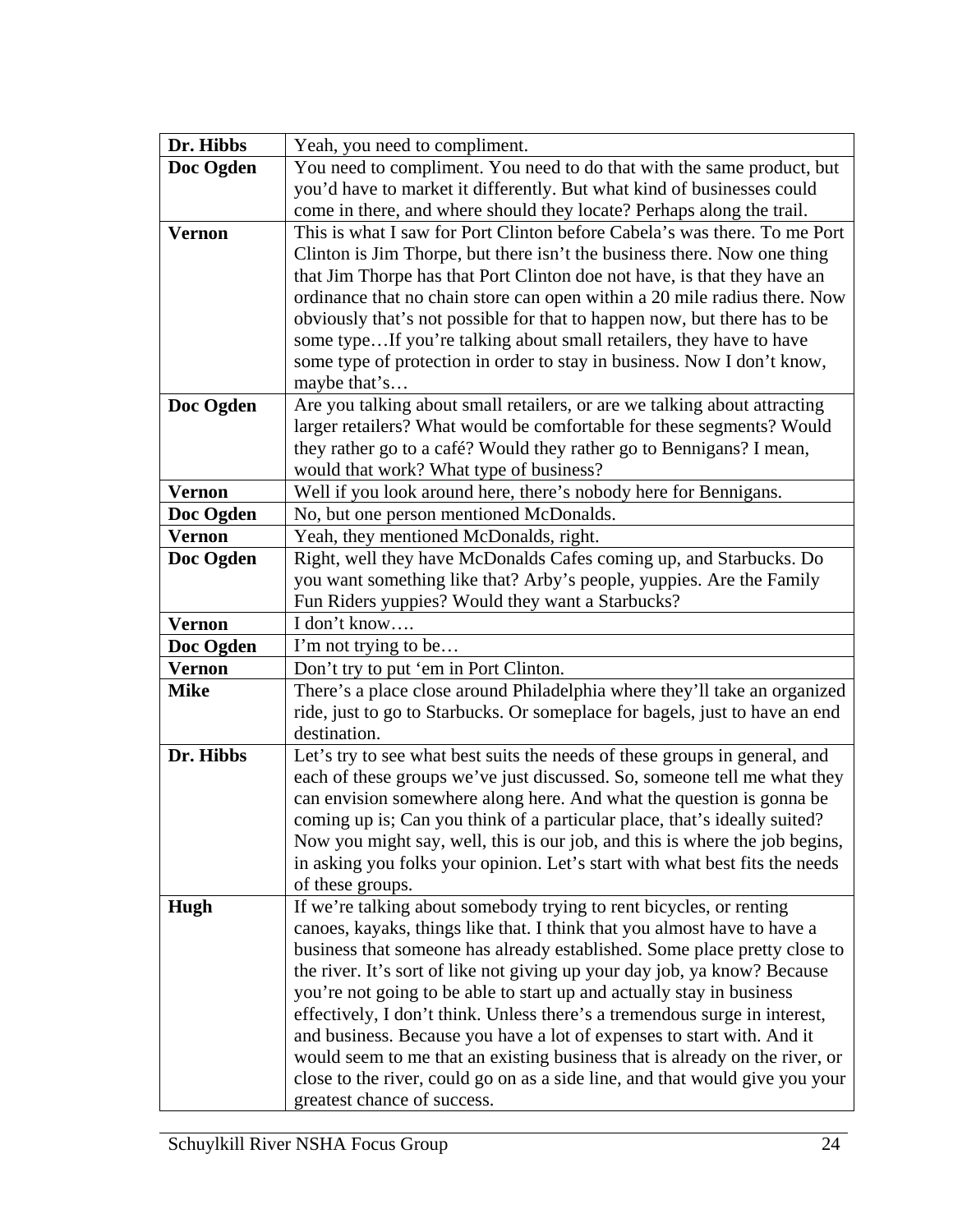| | |
|---|---|
| **Dr. Hibbs** | Yeah, you need to compliment. |
| **Doc Ogden** | You need to compliment. You need to do that with the same product, but you'd have to market it differently. But what kind of businesses could come in there, and where should they locate? Perhaps along the trail. |
| **Vernon** | This is what I saw for Port Clinton before Cabela's was there. To me Port Clinton is Jim Thorpe, but there isn't the business there. Now one thing that Jim Thorpe has that Port Clinton doe not have, is that they have an ordinance that no chain store can open within a 20 mile radius there. Now obviously that's not possible for that to happen now, but there has to be some type…If you're talking about small retailers, they have to have some type of protection in order to stay in business. Now I don't know, maybe that's… |
| **Doc Ogden** | Are you talking about small retailers, or are we talking about attracting larger retailers? What would be comfortable for these segments? Would they rather go to a café? Would they rather go to Bennigans? I mean, would that work? What type of business? |
| **Vernon** | Well if you look around here, there's nobody here for Bennigans. |
| **Doc Ogden** | No, but one person mentioned McDonalds. |
| **Vernon** | Yeah, they mentioned McDonalds, right. |
| **Doc Ogden** | Right, well they have McDonalds Cafes coming up, and Starbucks. Do you want something like that? Arby's people, yuppies. Are the Family Fun Riders yuppies? Would they want a Starbucks? |
| **Vernon** | I don't know…. |
| **Doc Ogden** | I'm not trying to be… |
| **Vernon** | Don't try to put 'em in Port Clinton. |
| **Mike** | There's a place close around Philadelphia where they'll take an organized ride, just to go to Starbucks. Or someplace for bagels, just to have an end destination. |
| **Dr. Hibbs** | Let's try to see what best suits the needs of these groups in general, and each of these groups we've just discussed. So, someone tell me what they can envision somewhere along here. And what the question is gonna be coming up is; Can you think of a particular place, that's ideally suited? Now you might say, well, this is our job, and this is where the job begins, in asking you folks your opinion. Let's start with what best fits the needs of these groups. |
| **Hugh** | If we're talking about somebody trying to rent bicycles, or renting canoes, kayaks, things like that. I think that you almost have to have a business that someone has already established. Some place pretty close to the river. It's sort of like not giving up your day job, ya know? Because you're not going to be able to start up and actually stay in business effectively, I don't think. Unless there's a tremendous surge in interest, and business. Because you have a lot of expenses to start with. And it would seem to me that an existing business that is already on the river, or close to the river, could go on as a side line, and that would give you your greatest chance of success. |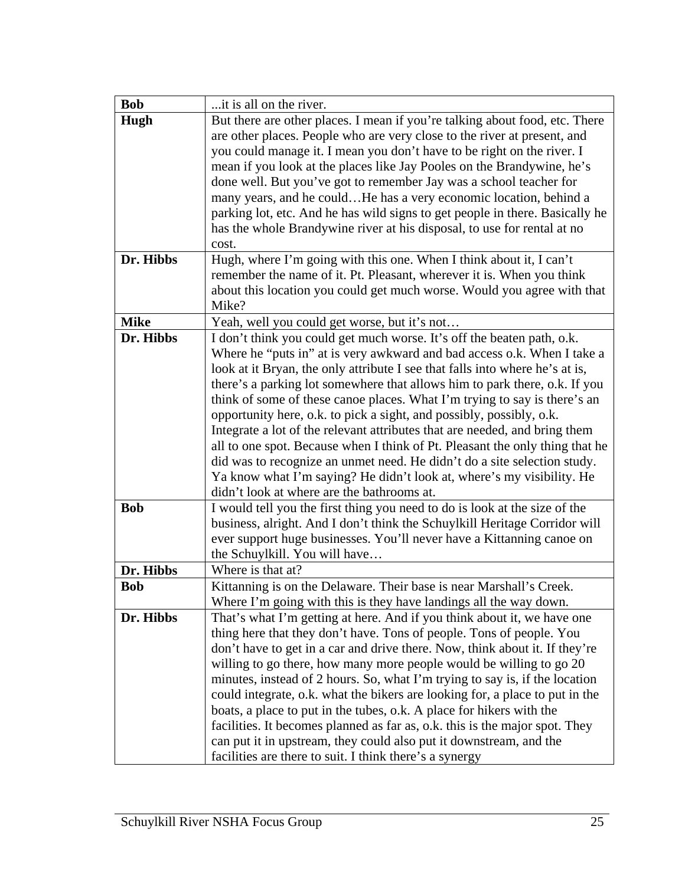| **Bob** | ...it is all on the river. |
|---|---|
| **Hugh** | But there are other places. I mean if you're talking about food, etc. There are other places. People who are very close to the river at present, and you could manage it. I mean you don't have to be right on the river. I mean if you look at the places like Jay Pooles on the Brandywine, he's done well. But you've got to remember Jay was a school teacher for many years, and he could…He has a very economic location, behind a parking lot, etc. And he has wild signs to get people in there. Basically he has the whole Brandywine river at his disposal, to use for rental at no cost. |
| **Dr. Hibbs** | Hugh, where I'm going with this one. When I think about it, I can't remember the name of it. Pt. Pleasant, wherever it is. When you think about this location you could get much worse. Would you agree with that Mike? |
| **Mike** | Yeah, well you could get worse, but it's not… |
| **Dr. Hibbs** | I don't think you could get much worse. It's off the beaten path, o.k. Where he "puts in" at is very awkward and bad access o.k. When I take a look at it Bryan, the only attribute I see that falls into where he's at is, there's a parking lot somewhere that allows him to park there, o.k. If you think of some of these canoe places. What I'm trying to say is there's an opportunity here, o.k. to pick a sight, and possibly, possibly, o.k. Integrate a lot of the relevant attributes that are needed, and bring them all to one spot. Because when I think of Pt. Pleasant the only thing that he did was to recognize an unmet need. He didn't do a site selection study. Ya know what I'm saying? He didn't look at, where's my visibility. He didn't look at where are the bathrooms at. |
| **Bob** | I would tell you the first thing you need to do is look at the size of the business, alright. And I don't think the Schuylkill Heritage Corridor will ever support huge businesses. You'll never have a Kittanning canoe on the Schuylkill. You will have… |
| **Dr. Hibbs** | Where is that at? |
| **Bob** | Kittanning is on the Delaware. Their base is near Marshall's Creek. Where I'm going with this is they have landings all the way down. |
| **Dr. Hibbs** | That's what I'm getting at here. And if you think about it, we have one thing here that they don't have. Tons of people. Tons of people. You don't have to get in a car and drive there. Now, think about it. If they're willing to go there, how many more people would be willing to go 20 minutes, instead of 2 hours. So, what I'm trying to say is, if the location could integrate, o.k. what the bikers are looking for, a place to put in the boats, a place to put in the tubes, o.k. A place for hikers with the facilities. It becomes planned as far as, o.k. this is the major spot. They can put it in upstream, they could also put it downstream, and the facilities are there to suit. I think there's a synergy |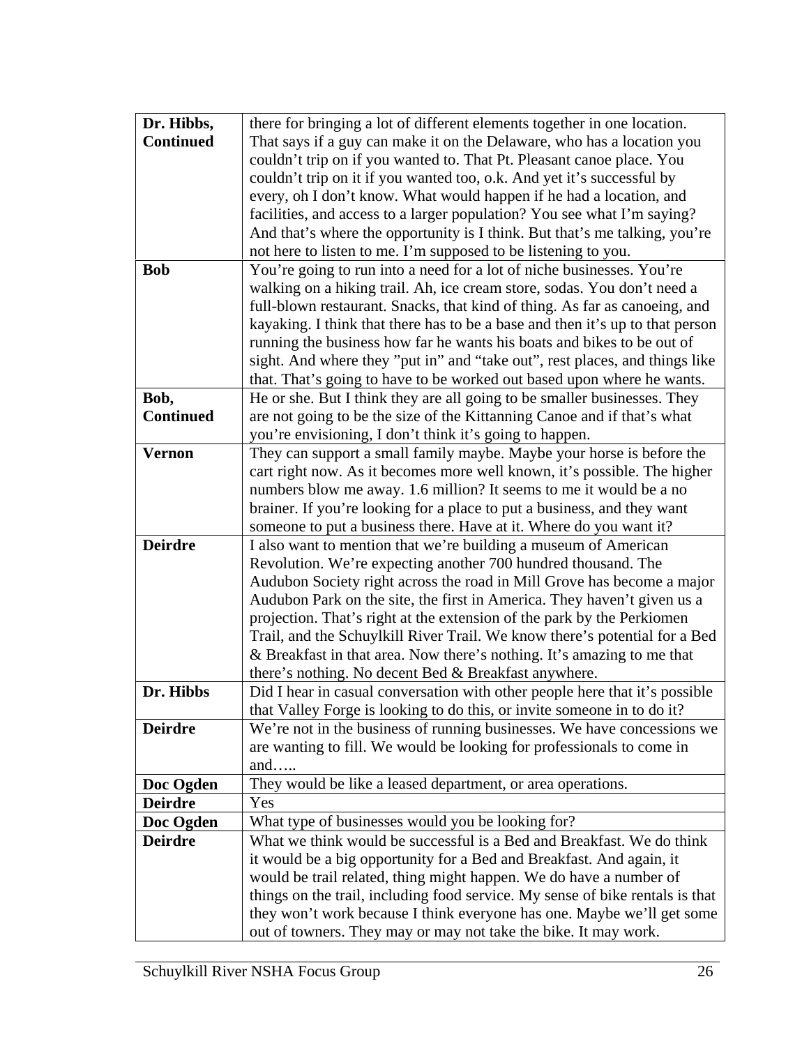| | |
|---|---|
| **Dr. Hibbs, Continued** | there for bringing a lot of different elements together in one location. That says if a guy can make it on the Delaware, who has a location you couldn't trip on if you wanted to. That Pt. Pleasant canoe place. You couldn't trip on it if you wanted too, o.k. And yet it's successful by every, oh I don't know. What would happen if he had a location, and facilities, and access to a larger population? You see what I'm saying? And that's where the opportunity is I think. But that's me talking, you're not here to listen to me. I'm supposed to be listening to you. |
| **Bob** | You're going to run into a need for a lot of niche businesses. You're walking on a hiking trail. Ah, ice cream store, sodas. You don't need a full-blown restaurant. Snacks, that kind of thing. As far as canoeing, and kayaking. I think that there has to be a base and then it's up to that person running the business how far he wants his boats and bikes to be out of sight. And where they "put in" and "take out", rest places, and things like that. That's going to have to be worked out based upon where he wants. |
| **Bob, Continued** | He or she. But I think they are all going to be smaller businesses. They are not going to be the size of the Kittanning Canoe and if that's what you're envisioning, I don't think it's going to happen. |
| **Vernon** | They can support a small family maybe. Maybe your horse is before the cart right now. As it becomes more well known, it's possible. The higher numbers blow me away. 1.6 million? It seems to me it would be a no brainer. If you're looking for a place to put a business, and they want someone to put a business there. Have at it. Where do you want it? |
| **Deirdre** | I also want to mention that we're building a museum of American Revolution. We're expecting another 700 hundred thousand. The Audubon Society right across the road in Mill Grove has become a major Audubon Park on the site, the first in America. They haven't given us a projection. That's right at the extension of the park by the Perkiomen Trail, and the Schuylkill River Trail. We know there's potential for a Bed & Breakfast in that area. Now there's nothing. It's amazing to me that there's nothing. No decent Bed & Breakfast anywhere. |
| **Dr. Hibbs** | Did I hear in casual conversation with other people here that it's possible that Valley Forge is looking to do this, or invite someone in to do it? |
| **Deirdre** | We're not in the business of running businesses. We have concessions we are wanting to fill. We would be looking for professionals to come in and….. |
| **Doc Ogden** | They would be like a leased department, or area operations. |
| **Deirdre** | Yes |
| **Doc Ogden** | What type of businesses would you be looking for? |
| **Deirdre** | What we think would be successful is a Bed and Breakfast. We do think it would be a big opportunity for a Bed and Breakfast. And again, it would be trail related, thing might happen. We do have a number of things on the trail, including food service. My sense of bike rentals is that they won't work because I think everyone has one. Maybe we'll get some out of towners. They may or may not take the bike. It may work. |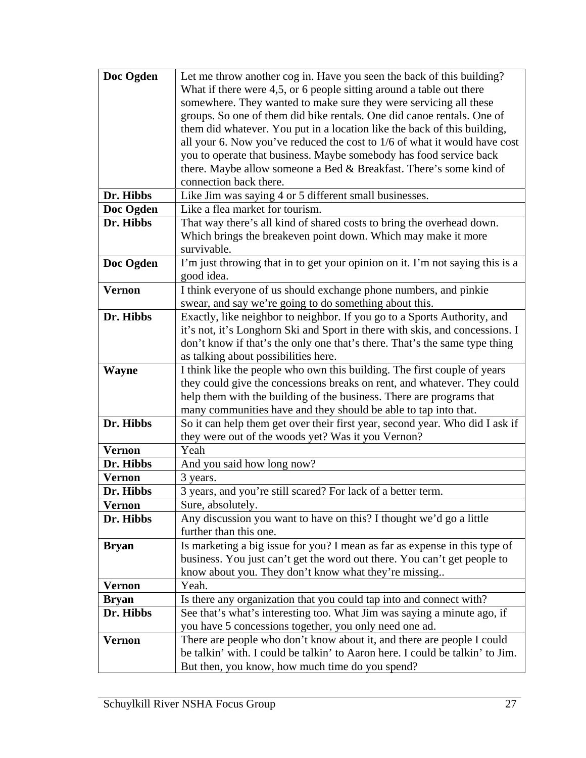| | |
|---|---|
| **Doc Ogden** | Let me throw another cog in. Have you seen the back of this building? What if there were 4,5, or 6 people sitting around a table out there somewhere. They wanted to make sure they were servicing all these groups. So one of them did bike rentals. One did canoe rentals. One of them did whatever. You put in a location like the back of this building, all your 6. Now you've reduced the cost to 1/6 of what it would have cost you to operate that business. Maybe somebody has food service back there. Maybe allow someone a Bed & Breakfast. There's some kind of connection back there. |
| **Dr. Hibbs** | Like Jim was saying 4 or 5 different small businesses. |
| **Doc Ogden** | Like a flea market for tourism. |
| **Dr. Hibbs** | That way there's all kind of shared costs to bring the overhead down. Which brings the breakeven point down. Which may make it more survivable. |
| **Doc Ogden** | I'm just throwing that in to get your opinion on it. I'm not saying this is a good idea. |
| **Vernon** | I think everyone of us should exchange phone numbers, and pinkie swear, and say we're going to do something about this. |
| **Dr. Hibbs** | Exactly, like neighbor to neighbor. If you go to a Sports Authority, and it's not, it's Longhorn Ski and Sport in there with skis, and concessions. I don't know if that's the only one that's there. That's the same type thing as talking about possibilities here. |
| **Wayne** | I think like the people who own this building. The first couple of years they could give the concessions breaks on rent, and whatever. They could help them with the building of the business. There are programs that many communities have and they should be able to tap into that. |
| **Dr. Hibbs** | So it can help them get over their first year, second year. Who did I ask if they were out of the woods yet? Was it you Vernon? |
| **Vernon** | Yeah |
| **Dr. Hibbs** | And you said how long now? |
| **Vernon** | 3 years. |
| **Dr. Hibbs** | 3 years, and you're still scared? For lack of a better term. |
| **Vernon** | Sure, absolutely. |
| **Dr. Hibbs** | Any discussion you want to have on this? I thought we'd go a little further than this one. |
| **Bryan** | Is marketing a big issue for you? I mean as far as expense in this type of business. You just can't get the word out there. You can't get people to know about you. They don't know what they're missing.. |
| **Vernon** | Yeah. |
| **Bryan** | Is there any organization that you could tap into and connect with? |
| **Dr. Hibbs** | See that's what's interesting too. What Jim was saying a minute ago, if you have 5 concessions together, you only need one ad. |
| **Vernon** | There are people who don't know about it, and there are people I could be talkin' with. I could be talkin' to Aaron here. I could be talkin' to Jim. But then, you know, how much time do you spend? |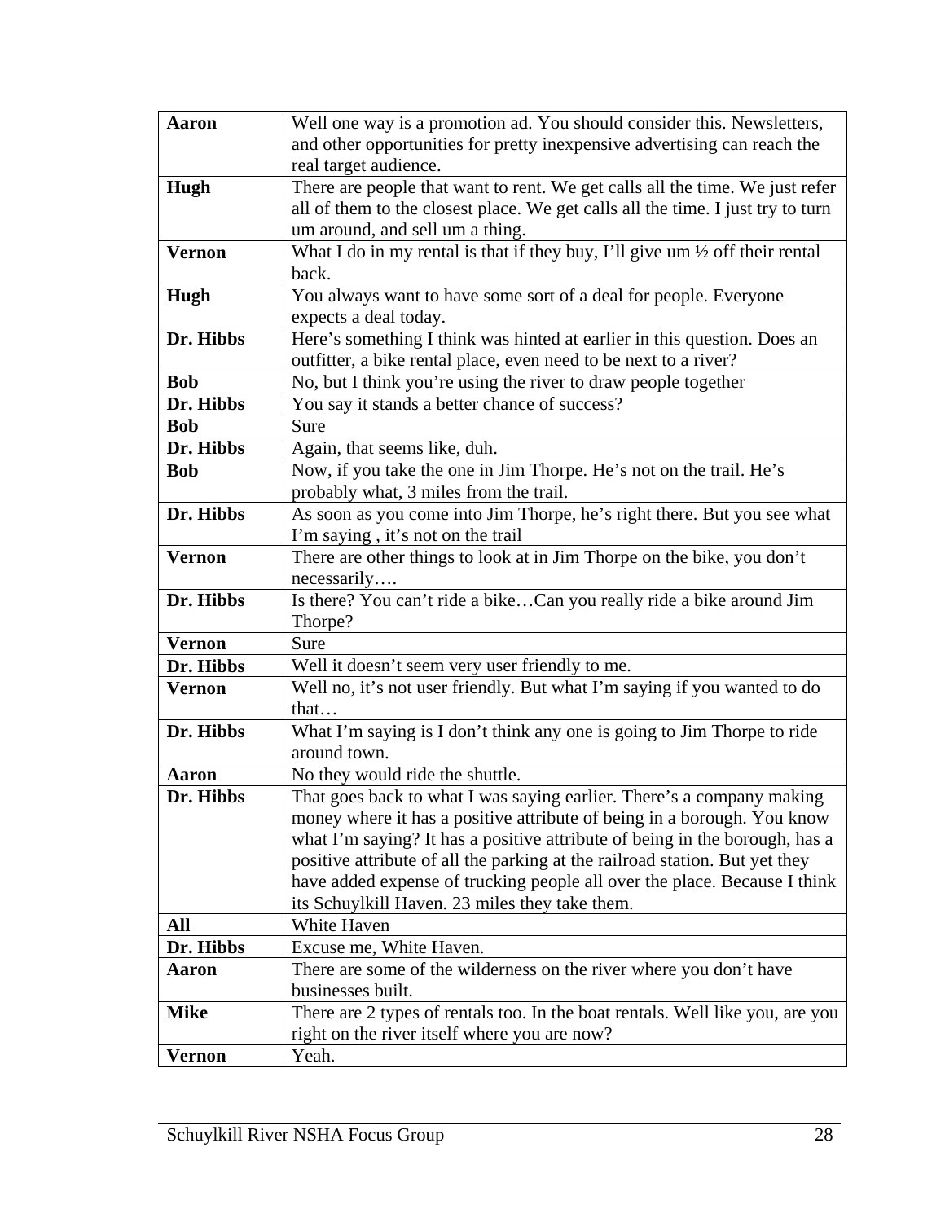| | |
|---|---|
| **Aaron** | Well one way is a promotion ad. You should consider this. Newsletters, and other opportunities for pretty inexpensive advertising can reach the real target audience. |
| **Hugh** | There are people that want to rent. We get calls all the time. We just refer all of them to the closest place. We get calls all the time. I just try to turn um around, and sell um a thing. |
| **Vernon** | What I do in my rental is that if they buy, I'll give um ½ off their rental back. |
| **Hugh** | You always want to have some sort of a deal for people. Everyone expects a deal today. |
| **Dr. Hibbs** | Here's something I think was hinted at earlier in this question. Does an outfitter, a bike rental place, even need to be next to a river? |
| **Bob** | No, but I think you're using the river to draw people together |
| **Dr. Hibbs** | You say it stands a better chance of success? |
| **Bob** | Sure |
| **Dr. Hibbs** | Again, that seems like, duh. |
| **Bob** | Now, if you take the one in Jim Thorpe. He's not on the trail. He's probably what, 3 miles from the trail. |
| **Dr. Hibbs** | As soon as you come into Jim Thorpe, he's right there. But you see what I'm saying , it's not on the trail |
| **Vernon** | There are other things to look at in Jim Thorpe on the bike, you don't necessarily…. |
| **Dr. Hibbs** | Is there? You can't ride a bike…Can you really ride a bike around Jim Thorpe? |
| **Vernon** | Sure |
| **Dr. Hibbs** | Well it doesn't seem very user friendly to me. |
| **Vernon** | Well no, it's not user friendly. But what I'm saying if you wanted to do that… |
| **Dr. Hibbs** | What I'm saying is I don't think any one is going to Jim Thorpe to ride around town. |
| **Aaron** | No they would ride the shuttle. |
| **Dr. Hibbs** | That goes back to what I was saying earlier. There's a company making money where it has a positive attribute of being in a borough. You know what I'm saying? It has a positive attribute of being in the borough, has a positive attribute of all the parking at the railroad station. But yet they have added expense of trucking people all over the place. Because I think its Schuylkill Haven. 23 miles they take them. |
| **All** | White Haven |
| **Dr. Hibbs** | Excuse me, White Haven. |
| **Aaron** | There are some of the wilderness on the river where you don't have businesses built. |
| **Mike** | There are 2 types of rentals too. In the boat rentals. Well like you, are you right on the river itself where you are now? |
| **Vernon** | Yeah. |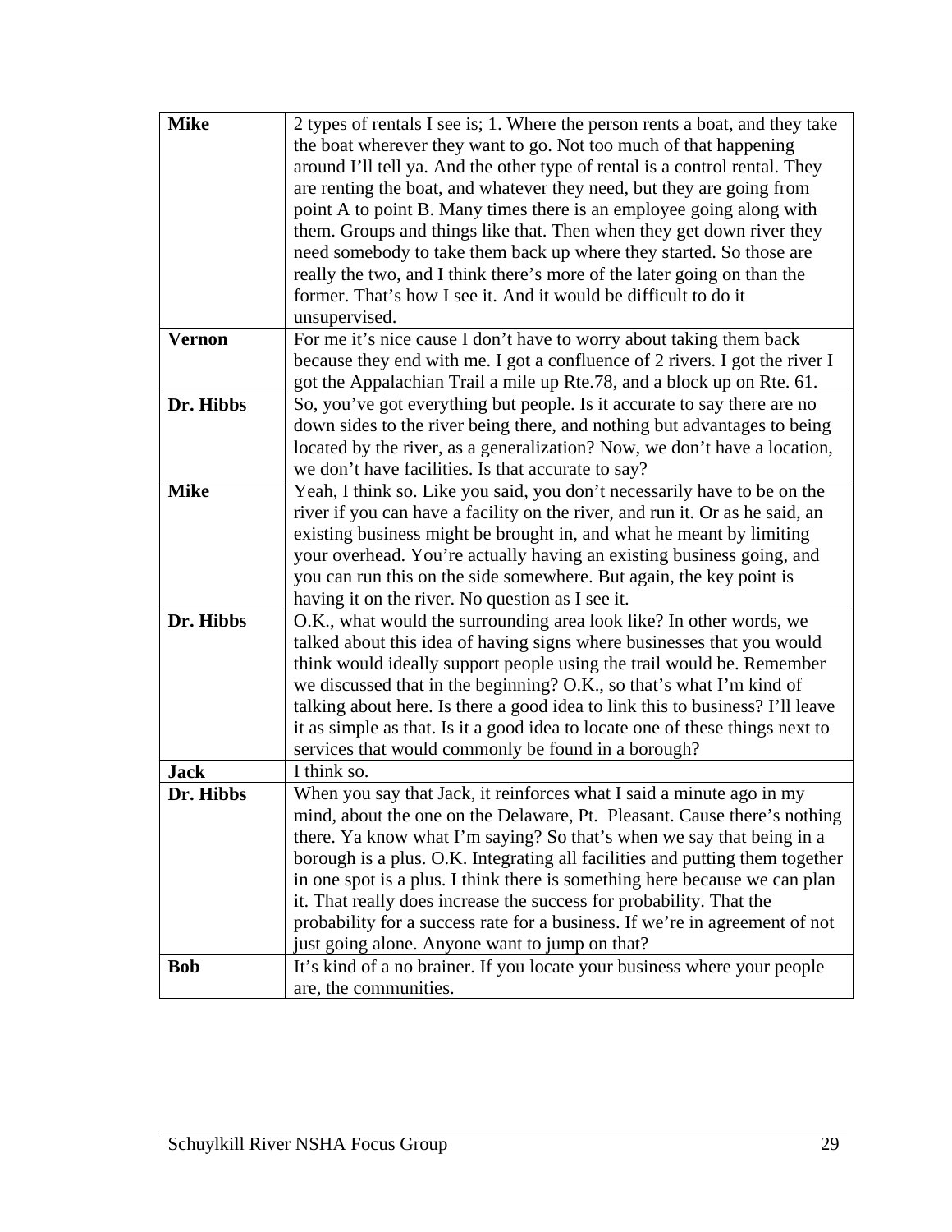| | |
|---|---|
| **Mike** | 2 types of rentals I see is; 1. Where the person rents a boat, and they take the boat wherever they want to go. Not too much of that happening around I'll tell ya. And the other type of rental is a control rental. They are renting the boat, and whatever they need, but they are going from point A to point B. Many times there is an employee going along with them. Groups and things like that. Then when they get down river they need somebody to take them back up where they started. So those are really the two, and I think there's more of the later going on than the former. That's how I see it. And it would be difficult to do it unsupervised. |
| **Vernon** | For me it's nice cause I don't have to worry about taking them back because they end with me. I got a confluence of 2 rivers. I got the river I got the Appalachian Trail a mile up Rte.78, and a block up on Rte. 61. |
| **Dr. Hibbs** | So, you've got everything but people. Is it accurate to say there are no down sides to the river being there, and nothing but advantages to being located by the river, as a generalization? Now, we don't have a location, we don't have facilities. Is that accurate to say? |
| **Mike** | Yeah, I think so. Like you said, you don't necessarily have to be on the river if you can have a facility on the river, and run it. Or as he said, an existing business might be brought in, and what he meant by limiting your overhead. You're actually having an existing business going, and you can run this on the side somewhere. But again, the key point is having it on the river. No question as I see it. |
| **Dr. Hibbs** | O.K., what would the surrounding area look like? In other words, we talked about this idea of having signs where businesses that you would think would ideally support people using the trail would be. Remember we discussed that in the beginning? O.K., so that's what I'm kind of talking about here. Is there a good idea to link this to business? I'll leave it as simple as that. Is it a good idea to locate one of these things next to services that would commonly be found in a borough? |
| **Jack** | I think so. |
| **Dr. Hibbs** | When you say that Jack, it reinforces what I said a minute ago in my mind, about the one on the Delaware, Pt. Pleasant. Cause there's nothing there. Ya know what I'm saying? So that's when we say that being in a borough is a plus. O.K. Integrating all facilities and putting them together in one spot is a plus. I think there is something here because we can plan it. That really does increase the success for probability. That the probability for a success rate for a business. If we're in agreement of not just going alone. Anyone want to jump on that? |
| **Bob** | It's kind of a no brainer. If you locate your business where your people are, the communities. |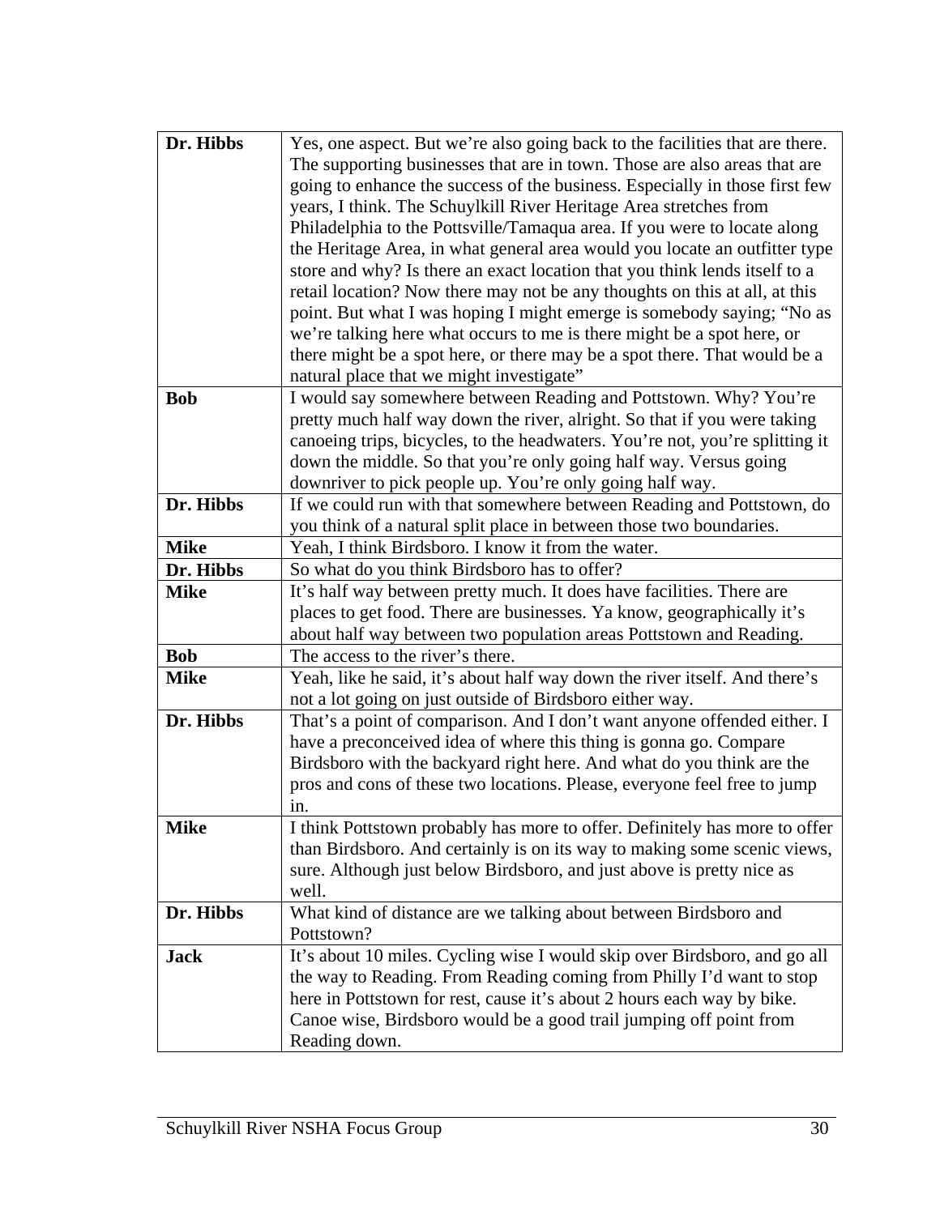| | |
|---|---|
| **Dr. Hibbs** | Yes, one aspect. But we're also going back to the facilities that are there. The supporting businesses that are in town. Those are also areas that are going to enhance the success of the business. Especially in those first few years, I think. The Schuylkill River Heritage Area stretches from Philadelphia to the Pottsville/Tamaqua area. If you were to locate along the Heritage Area, in what general area would you locate an outfitter type store and why? Is there an exact location that you think lends itself to a retail location? Now there may not be any thoughts on this at all, at this point. But what I was hoping I might emerge is somebody saying; "No as we're talking here what occurs to me is there might be a spot here, or there might be a spot here, or there may be a spot there. That would be a natural place that we might investigate" |
| **Bob** | I would say somewhere between Reading and Pottstown. Why? You're pretty much half way down the river, alright. So that if you were taking canoeing trips, bicycles, to the headwaters. You're not, you're splitting it down the middle. So that you're only going half way. Versus going downriver to pick people up. You're only going half way. |
| **Dr. Hibbs** | If we could run with that somewhere between Reading and Pottstown, do you think of a natural split place in between those two boundaries. |
| **Mike** | Yeah, I think Birdsboro. I know it from the water. |
| **Dr. Hibbs** | So what do you think Birdsboro has to offer? |
| **Mike** | It's half way between pretty much. It does have facilities. There are places to get food. There are businesses. Ya know, geographically it's about half way between two population areas Pottstown and Reading. |
| **Bob** | The access to the river's there. |
| **Mike** | Yeah, like he said, it's about half way down the river itself. And there's not a lot going on just outside of Birdsboro either way. |
| **Dr. Hibbs** | That's a point of comparison. And I don't want anyone offended either. I have a preconceived idea of where this thing is gonna go. Compare Birdsboro with the backyard right here. And what do you think are the pros and cons of these two locations. Please, everyone feel free to jump in. |
| **Mike** | I think Pottstown probably has more to offer. Definitely has more to offer than Birdsboro. And certainly is on its way to making some scenic views, sure. Although just below Birdsboro, and just above is pretty nice as well. |
| **Dr. Hibbs** | What kind of distance are we talking about between Birdsboro and Pottstown? |
| **Jack** | It's about 10 miles. Cycling wise I would skip over Birdsboro, and go all the way to Reading. From Reading coming from Philly I'd want to stop here in Pottstown for rest, cause it's about 2 hours each way by bike. Canoe wise, Birdsboro would be a good trail jumping off point from Reading down. |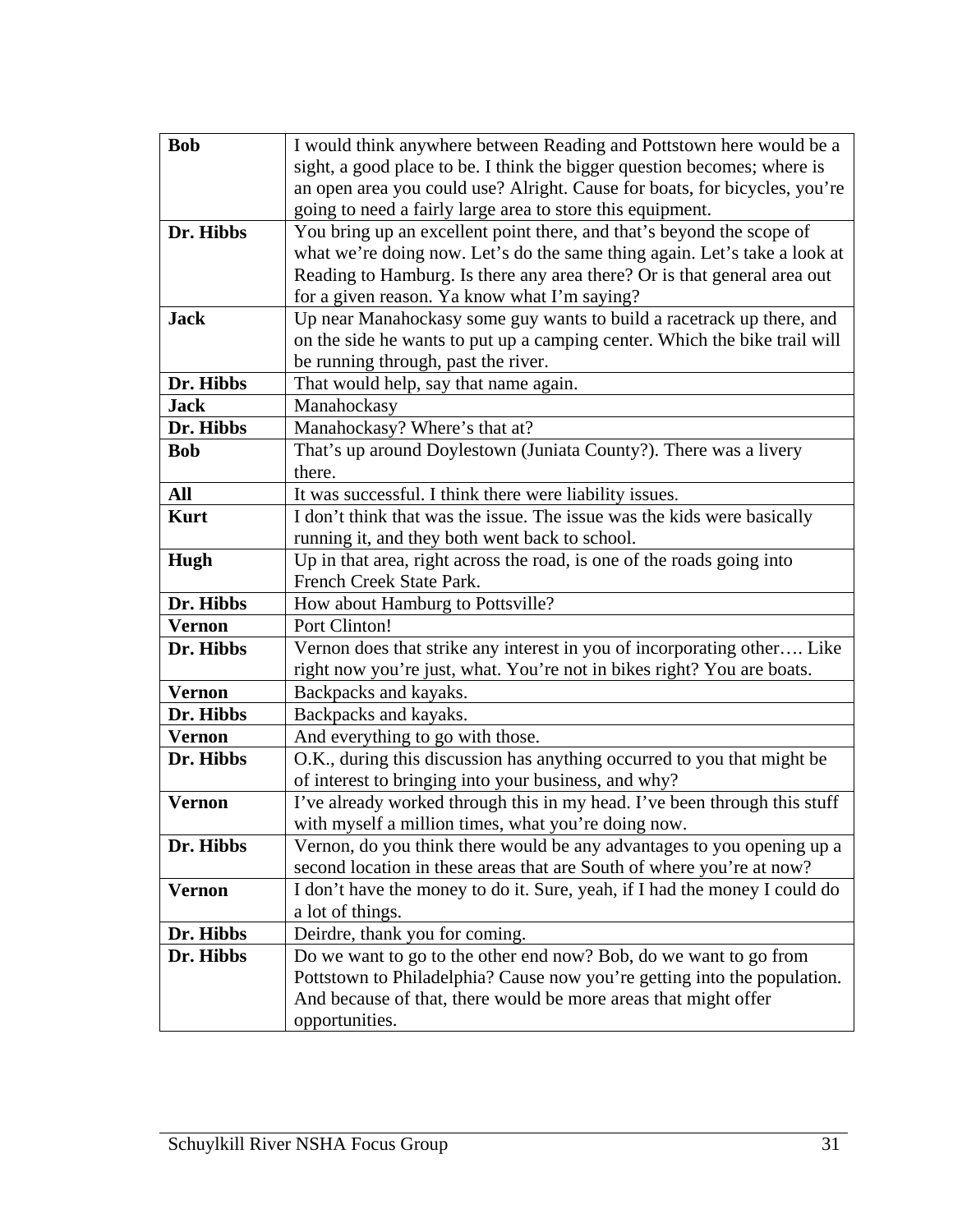| | |
|---|---|
| **Bob** | I would think anywhere between Reading and Pottstown here would be a sight, a good place to be. I think the bigger question becomes; where is an open area you could use? Alright. Cause for boats, for bicycles, you're going to need a fairly large area to store this equipment. |
| **Dr. Hibbs** | You bring up an excellent point there, and that's beyond the scope of what we're doing now. Let's do the same thing again. Let's take a look at Reading to Hamburg. Is there any area there? Or is that general area out for a given reason. Ya know what I'm saying? |
| **Jack** | Up near Manahockasy some guy wants to build a racetrack up there, and on the side he wants to put up a camping center. Which the bike trail will be running through, past the river. |
| **Dr. Hibbs** | That would help, say that name again. |
| **Jack** | Manahockasy |
| **Dr. Hibbs** | Manahockasy? Where's that at? |
| **Bob** | That's up around Doylestown (Juniata County?). There was a livery there. |
| **All** | It was successful. I think there were liability issues. |
| **Kurt** | I don't think that was the issue. The issue was the kids were basically running it, and they both went back to school. |
| **Hugh** | Up in that area, right across the road, is one of the roads going into French Creek State Park. |
| **Dr. Hibbs** | How about Hamburg to Pottsville? |
| **Vernon** | Port Clinton! |
| **Dr. Hibbs** | Vernon does that strike any interest in you of incorporating other…. Like right now you're just, what. You're not in bikes right? You are boats. |
| **Vernon** | Backpacks and kayaks. |
| **Dr. Hibbs** | Backpacks and kayaks. |
| **Vernon** | And everything to go with those. |
| **Dr. Hibbs** | O.K., during this discussion has anything occurred to you that might be of interest to bringing into your business, and why? |
| **Vernon** | I've already worked through this in my head. I've been through this stuff with myself a million times, what you're doing now. |
| **Dr. Hibbs** | Vernon, do you think there would be any advantages to you opening up a second location in these areas that are South of where you're at now? |
| **Vernon** | I don't have the money to do it. Sure, yeah, if I had the money I could do a lot of things. |
| **Dr. Hibbs** | Deirdre, thank you for coming. |
| **Dr. Hibbs** | Do we want to go to the other end now? Bob, do we want to go from Pottstown to Philadelphia? Cause now you're getting into the population. And because of that, there would be more areas that might offer opportunities. |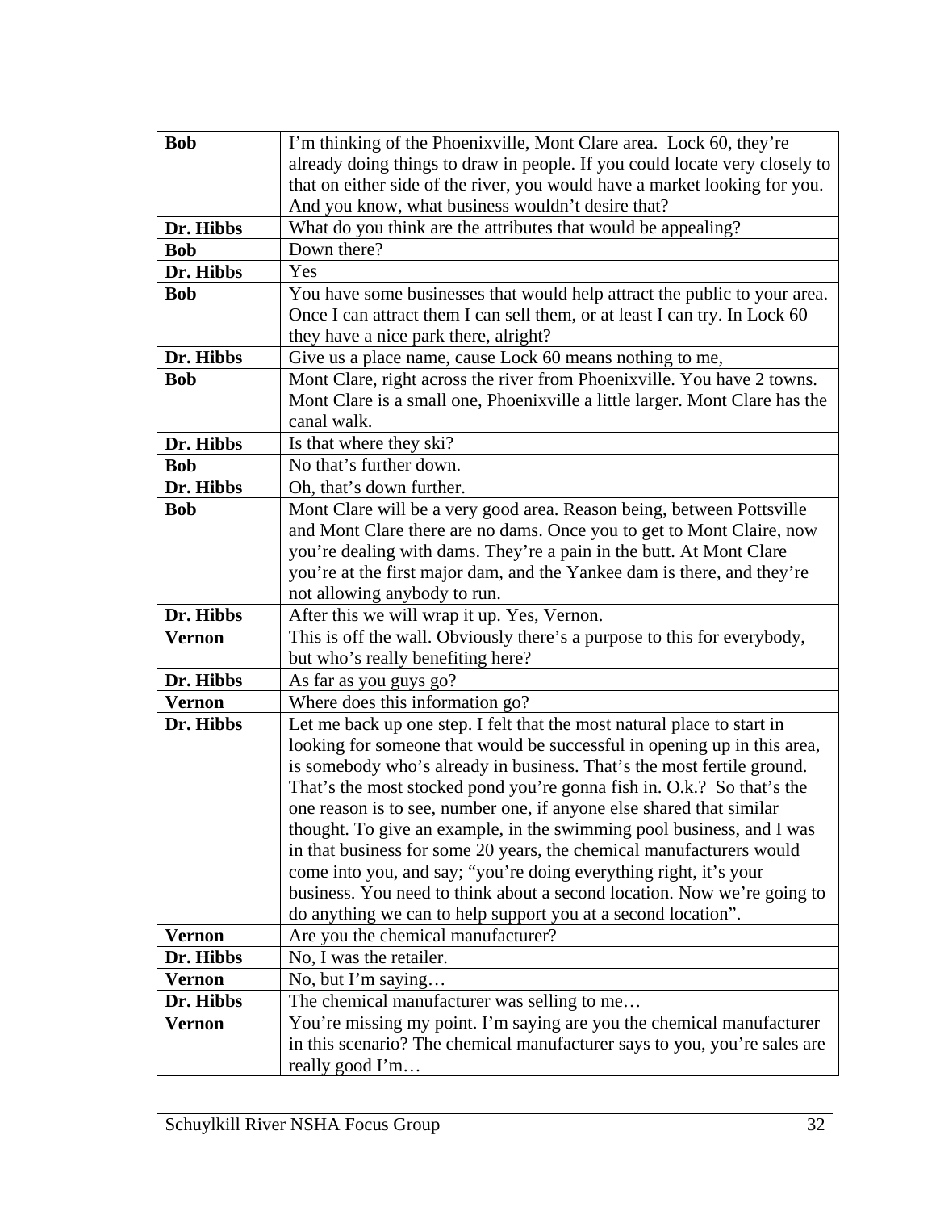| | |
|---|---|
| **Bob** | I’m thinking of the Phoenixville, Mont Clare area. Lock 60, they’re already doing things to draw in people. If you could locate very closely to that on either side of the river, you would have a market looking for you. And you know, what business wouldn’t desire that? |
| **Dr. Hibbs** | What do you think are the attributes that would be appealing? |
| **Bob** | Down there? |
| **Dr. Hibbs** | Yes |
| **Bob** | You have some businesses that would help attract the public to your area. Once I can attract them I can sell them, or at least I can try. In Lock 60 they have a nice park there, alright? |
| **Dr. Hibbs** | Give us a place name, cause Lock 60 means nothing to me, |
| **Bob** | Mont Clare, right across the river from Phoenixville. You have 2 towns. Mont Clare is a small one, Phoenixville a little larger. Mont Clare has the canal walk. |
| **Dr. Hibbs** | Is that where they ski? |
| **Bob** | No that’s further down. |
| **Dr. Hibbs** | Oh, that’s down further. |
| **Bob** | Mont Clare will be a very good area. Reason being, between Pottsville and Mont Clare there are no dams. Once you to get to Mont Claire, now you’re dealing with dams. They’re a pain in the butt. At Mont Clare you’re at the first major dam, and the Yankee dam is there, and they’re not allowing anybody to run. |
| **Dr. Hibbs** | After this we will wrap it up. Yes, Vernon. |
| **Vernon** | This is off the wall. Obviously there’s a purpose to this for everybody, but who’s really benefiting here? |
| **Dr. Hibbs** | As far as you guys go? |
| **Vernon** | Where does this information go? |
| **Dr. Hibbs** | Let me back up one step. I felt that the most natural place to start in looking for someone that would be successful in opening up in this area, is somebody who’s already in business. That’s the most fertile ground. That’s the most stocked pond you’re gonna fish in. O.k.? So that’s the one reason is to see, number one, if anyone else shared that similar thought. To give an example, in the swimming pool business, and I was in that business for some 20 years, the chemical manufacturers would come into you, and say; “you’re doing everything right, it’s your business. You need to think about a second location. Now we’re going to do anything we can to help support you at a second location”. |
| **Vernon** | Are you the chemical manufacturer? |
| **Dr. Hibbs** | No, I was the retailer. |
| **Vernon** | No, but I’m saying… |
| **Dr. Hibbs** | The chemical manufacturer was selling to me… |
| **Vernon** | You’re missing my point. I’m saying are you the chemical manufacturer in this scenario? The chemical manufacturer says to you, you’re sales are really good I’m… |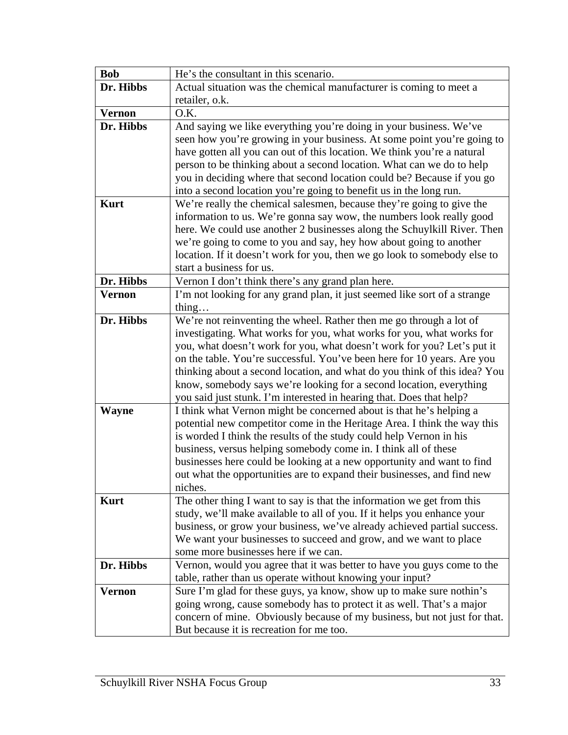| **Bob** | He's the consultant in this scenario. |
|---|---|
| **Dr. Hibbs** | Actual situation was the chemical manufacturer is coming to meet a retailer, o.k. |
| **Vernon** | O.K. |
| **Dr. Hibbs** | And saying we like everything you're doing in your business. We've seen how you're growing in your business. At some point you're going to have gotten all you can out of this location. We think you're a natural person to be thinking about a second location. What can we do to help you in deciding where that second location could be? Because if you go into a second location you're going to benefit us in the long run. |
| **Kurt** | We're really the chemical salesmen, because they're going to give the information to us. We're gonna say wow, the numbers look really good here. We could use another 2 businesses along the Schuylkill River. Then we're going to come to you and say, hey how about going to another location. If it doesn't work for you, then we go look to somebody else to start a business for us. |
| **Dr. Hibbs** | Vernon I don't think there's any grand plan here. |
| **Vernon** | I'm not looking for any grand plan, it just seemed like sort of a strange thing… |
| **Dr. Hibbs** | We're not reinventing the wheel. Rather then me go through a lot of investigating. What works for you, what works for you, what works for you, what doesn't work for you, what doesn't work for you? Let's put it on the table. You're successful. You've been here for 10 years. Are you thinking about a second location, and what do you think of this idea? You know, somebody says we're looking for a second location, everything you said just stunk. I'm interested in hearing that. Does that help? |
| **Wayne** | I think what Vernon might be concerned about is that he's helping a potential new competitor come in the Heritage Area. I think the way this is worded I think the results of the study could help Vernon in his business, versus helping somebody come in. I think all of these businesses here could be looking at a new opportunity and want to find out what the opportunities are to expand their businesses, and find new niches. |
| **Kurt** | The other thing I want to say is that the information we get from this study, we'll make available to all of you. If it helps you enhance your business, or grow your business, we've already achieved partial success. We want your businesses to succeed and grow, and we want to place some more businesses here if we can. |
| **Dr. Hibbs** | Vernon, would you agree that it was better to have you guys come to the table, rather than us operate without knowing your input? |
| **Vernon** | Sure I'm glad for these guys, ya know, show up to make sure nothin's going wrong, cause somebody has to protect it as well. That's a major concern of mine. Obviously because of my business, but not just for that. But because it is recreation for me too. |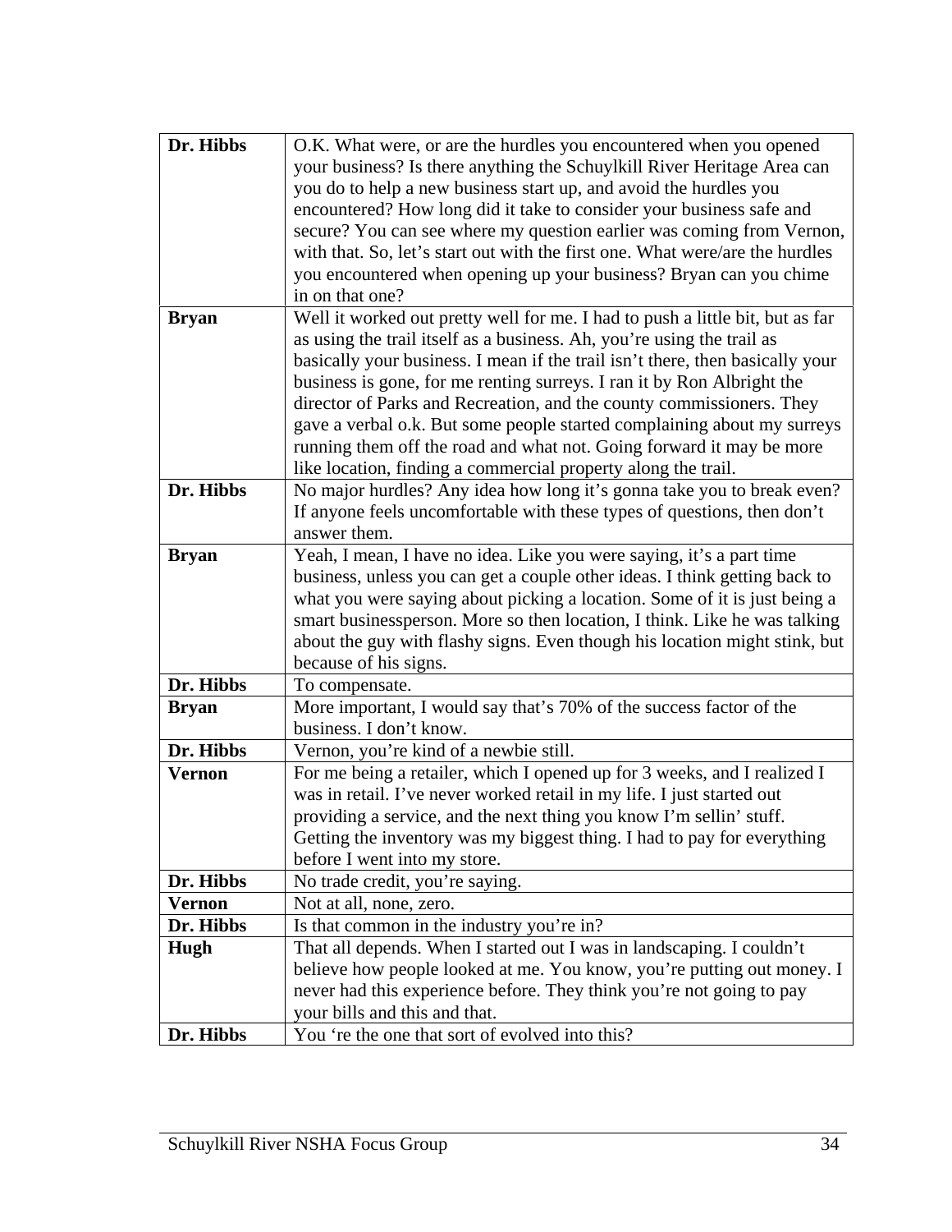| | |
|---|---|
| **Dr. Hibbs** | O.K. What were, or are the hurdles you encountered when you opened your business? Is there anything the Schuylkill River Heritage Area can you do to help a new business start up, and avoid the hurdles you encountered? How long did it take to consider your business safe and secure? You can see where my question earlier was coming from Vernon, with that. So, let's start out with the first one. What were/are the hurdles you encountered when opening up your business? Bryan can you chime in on that one? |
| **Bryan** | Well it worked out pretty well for me. I had to push a little bit, but as far as using the trail itself as a business. Ah, you're using the trail as basically your business. I mean if the trail isn't there, then basically your business is gone, for me renting surreys. I ran it by Ron Albright the director of Parks and Recreation, and the county commissioners. They gave a verbal o.k. But some people started complaining about my surreys running them off the road and what not. Going forward it may be more like location, finding a commercial property along the trail. |
| **Dr. Hibbs** | No major hurdles? Any idea how long it's gonna take you to break even? If anyone feels uncomfortable with these types of questions, then don't answer them. |
| **Bryan** | Yeah, I mean, I have no idea. Like you were saying, it's a part time business, unless you can get a couple other ideas. I think getting back to what you were saying about picking a location. Some of it is just being a smart businessperson. More so then location, I think. Like he was talking about the guy with flashy signs. Even though his location might stink, but because of his signs. |
| **Dr. Hibbs** | To compensate. |
| **Bryan** | More important, I would say that's 70% of the success factor of the business. I don't know. |
| **Dr. Hibbs** | Vernon, you're kind of a newbie still. |
| **Vernon** | For me being a retailer, which I opened up for 3 weeks, and I realized I was in retail. I've never worked retail in my life. I just started out providing a service, and the next thing you know I'm sellin' stuff. Getting the inventory was my biggest thing. I had to pay for everything before I went into my store. |
| **Dr. Hibbs** | No trade credit, you're saying. |
| **Vernon** | Not at all, none, zero. |
| **Dr. Hibbs** | Is that common in the industry you're in? |
| **Hugh** | That all depends. When I started out I was in landscaping. I couldn't believe how people looked at me. You know, you're putting out money. I never had this experience before. They think you're not going to pay your bills and this and that. |
| **Dr. Hibbs** | You 're the one that sort of evolved into this? |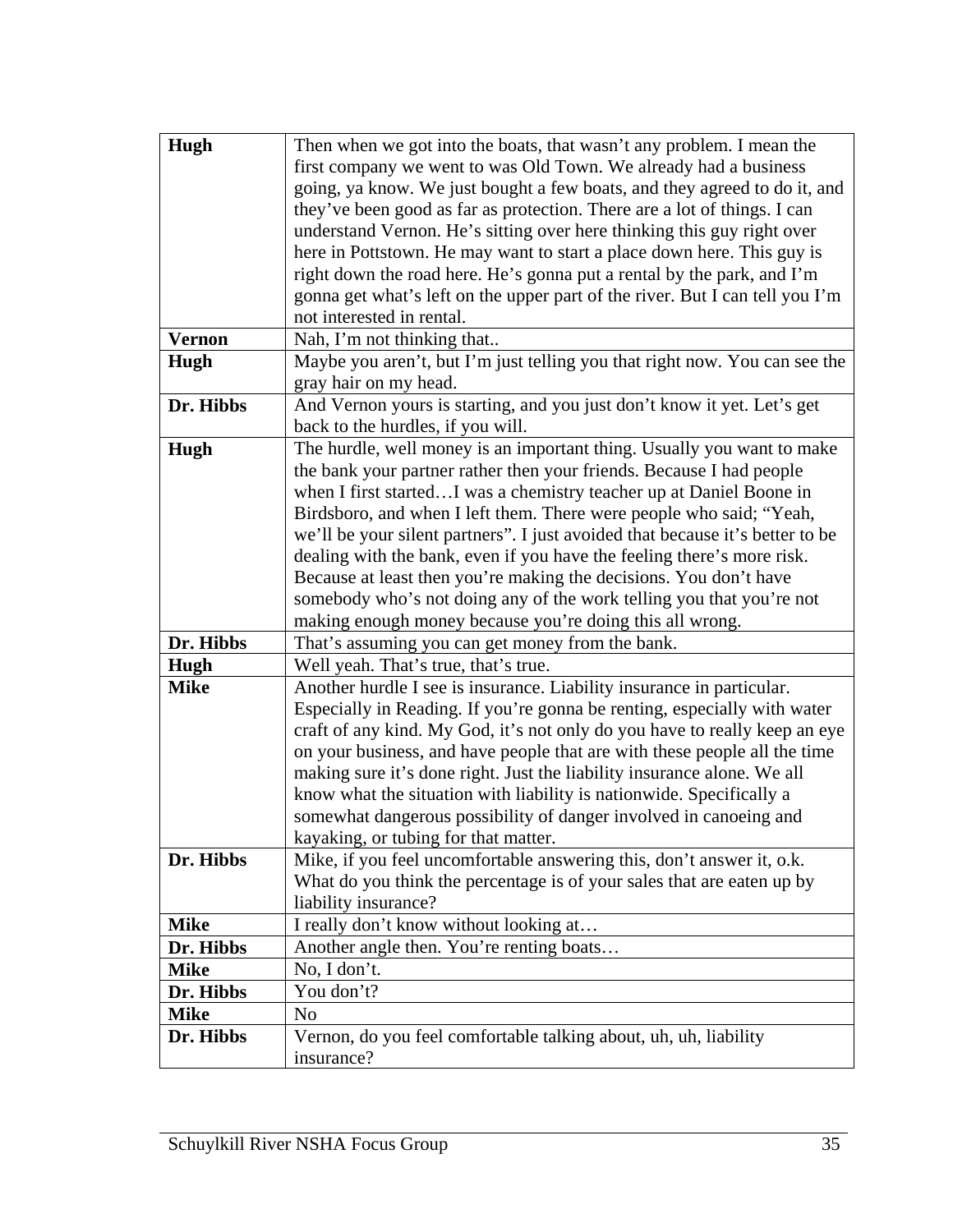| | |
|---|---|
| **Hugh** | Then when we got into the boats, that wasn't any problem. I mean the first company we went to was Old Town. We already had a business going, ya know. We just bought a few boats, and they agreed to do it, and they've been good as far as protection. There are a lot of things. I can understand Vernon. He's sitting over here thinking this guy right over here in Pottstown. He may want to start a place down here. This guy is right down the road here. He's gonna put a rental by the park, and I'm gonna get what's left on the upper part of the river. But I can tell you I'm not interested in rental. |
| **Vernon** | Nah, I'm not thinking that.. |
| **Hugh** | Maybe you aren't, but I'm just telling you that right now. You can see the gray hair on my head. |
| **Dr. Hibbs** | And Vernon yours is starting, and you just don't know it yet. Let's get back to the hurdles, if you will. |
| **Hugh** | The hurdle, well money is an important thing. Usually you want to make the bank your partner rather then your friends. Because I had people when I first started…I was a chemistry teacher up at Daniel Boone in Birdsboro, and when I left them. There were people who said; "Yeah, we'll be your silent partners". I just avoided that because it's better to be dealing with the bank, even if you have the feeling there's more risk. Because at least then you're making the decisions. You don't have somebody who's not doing any of the work telling you that you're not making enough money because you're doing this all wrong. |
| **Dr. Hibbs** | That's assuming you can get money from the bank. |
| **Hugh** | Well yeah. That's true, that's true. |
| **Mike** | Another hurdle I see is insurance. Liability insurance in particular. Especially in Reading. If you're gonna be renting, especially with water craft of any kind. My God, it's not only do you have to really keep an eye on your business, and have people that are with these people all the time making sure it's done right. Just the liability insurance alone. We all know what the situation with liability is nationwide. Specifically a somewhat dangerous possibility of danger involved in canoeing and kayaking, or tubing for that matter. |
| **Dr. Hibbs** | Mike, if you feel uncomfortable answering this, don't answer it, o.k. What do you think the percentage is of your sales that are eaten up by liability insurance? |
| **Mike** | I really don't know without looking at… |
| **Dr. Hibbs** | Another angle then. You're renting boats… |
| **Mike** | No, I don't. |
| **Dr. Hibbs** | You don't? |
| **Mike** | No |
| **Dr. Hibbs** | Vernon, do you feel comfortable talking about, uh, uh, liability insurance? |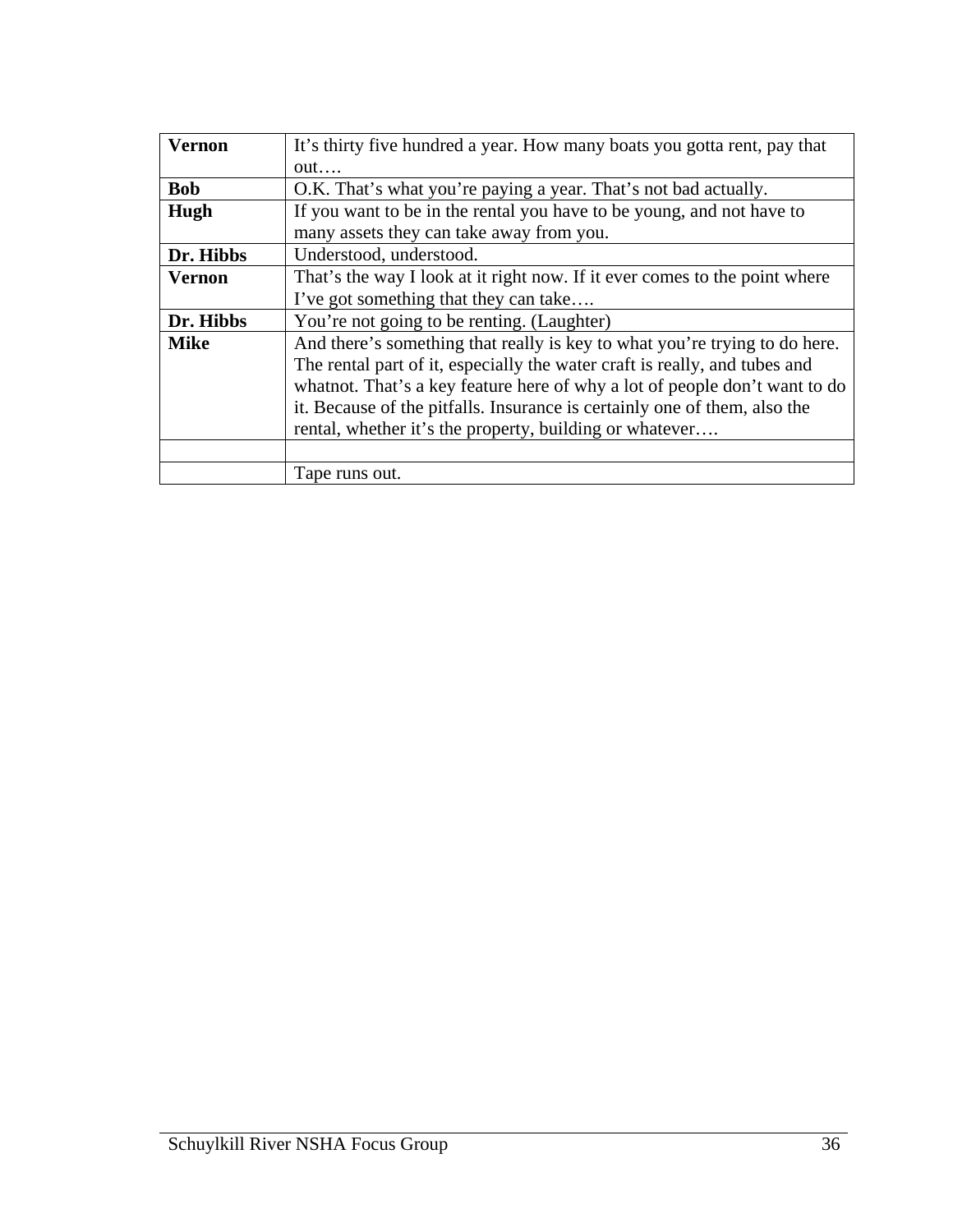| | |
|---|---|
| **Vernon** | It’s thirty five hundred a year. How many boats you gotta rent, pay that out…. |
| **Bob** | O.K. That’s what you’re paying a year. That’s not bad actually. |
| **Hugh** | If you want to be in the rental you have to be young, and not have to many assets they can take away from you. |
| **Dr. Hibbs** | Understood, understood. |
| **Vernon** | That’s the way I look at it right now. If it ever comes to the point where I’ve got something that they can take…. |
| **Dr. Hibbs** | You’re not going to be renting. (Laughter) |
| **Mike** | And there’s something that really is key to what you’re trying to do here. The rental part of it, especially the water craft is really, and tubes and whatnot. That’s a key feature here of why a lot of people don’t want to do it. Because of the pitfalls. Insurance is certainly one of them, also the rental, whether it’s the property, building or whatever…. |
| | |
| | Tape runs out. |